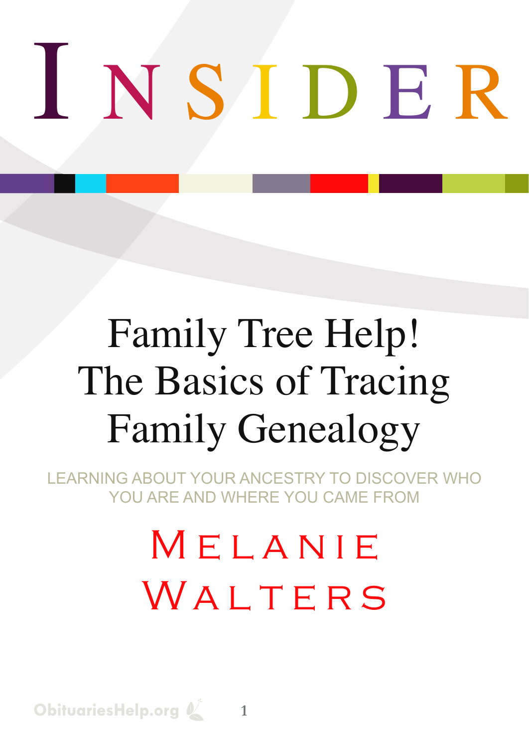# INSIDER

# Family Tree Help! The Basics of Tracing Family Genealogy

LEARNING ABOUT YOUR ANCESTRY TO DISCOVER WHO YOU ARE AND WHERE YOU CAME FROM

## Melanie Walters

ObituariesHelp.org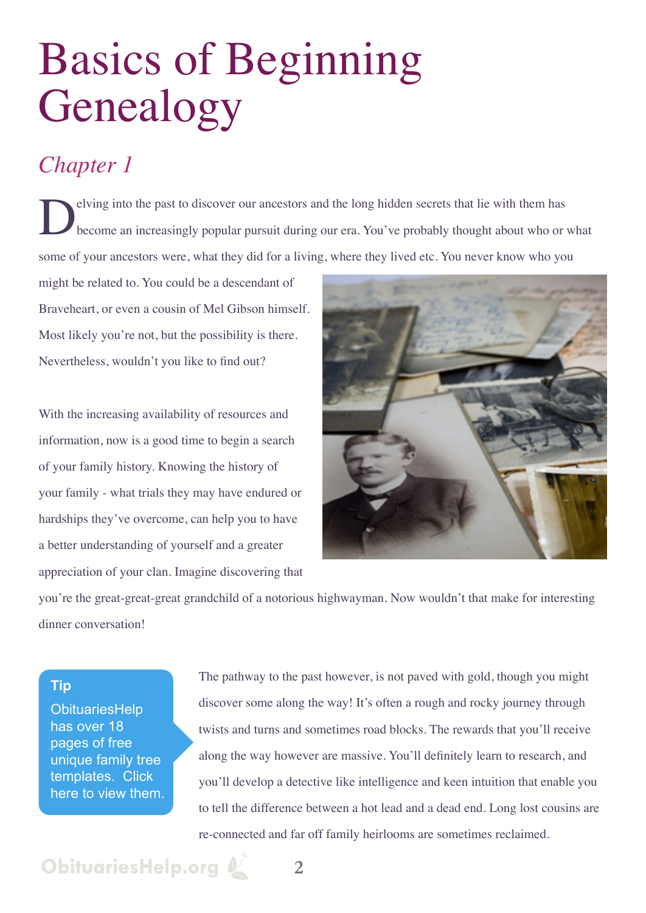# Basics of Beginning Genealogy

## *Chapter 1*

Delving into the past to discover our ancestors and the long hidden secrets that lie with them has become an increasingly popular pursuit during our era. You've probably thought about who or what some of your ancestors were, what they did for a living, where they lived etc. You never know who you might be related to. You could be a descendant of Braveheart, or even a cousin of Mel Gibson himself. Most likely you're not, but the possibility is there. Nevertheless, wouldn't you like to find out?

With the increasing availability of resources and information, now is a good time to begin a search of your family history. Knowing the history of your family - what trials they may have endured or hardships they've overcome, can help you to have a better understanding of yourself and a greater appreciation of your clan. Imagine discovering that you're the great-great-great grandchild of a notorious highwayman. Now wouldn't that make for interesting dinner conversation!

> **Tip**
> ObituariesHelp has over 18 pages of free unique family tree templates. Click here to view them.

The pathway to the past however, is not paved with gold, though you might discover some along the way! It's often a rough and rocky journey through twists and turns and sometimes road blocks. The rewards that you'll receive along the way however are massive. You'll definitely learn to research, and you'll develop a detective like intelligence and keen intuition that enable you to tell the difference between a hot lead and a dead end. Long lost cousins are re-connected and far off family heirlooms are sometimes reclaimed.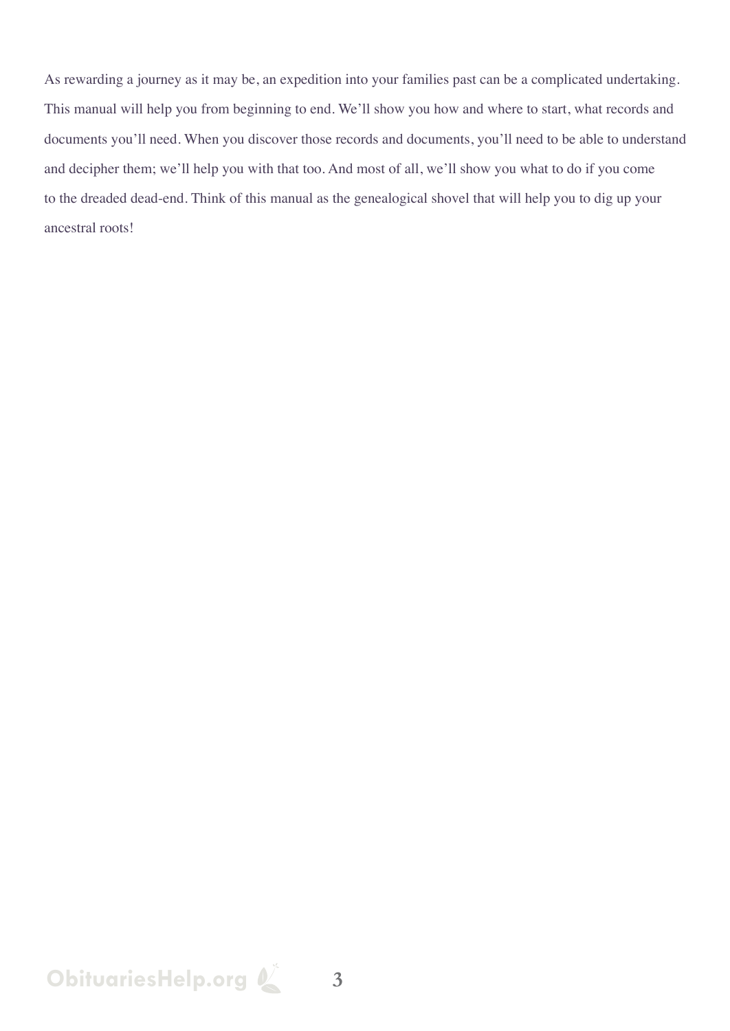As rewarding a journey as it may be, an expedition into your families past can be a complicated undertaking. This manual will help you from beginning to end. We'll show you how and where to start, what records and documents you'll need. When you discover those records and documents, you'll need to be able to understand and decipher them; we'll help you with that too. And most of all, we'll show you what to do if you come to the dreaded dead-end. Think of this manual as the genealogical shovel that will help you to dig up your ancestral roots!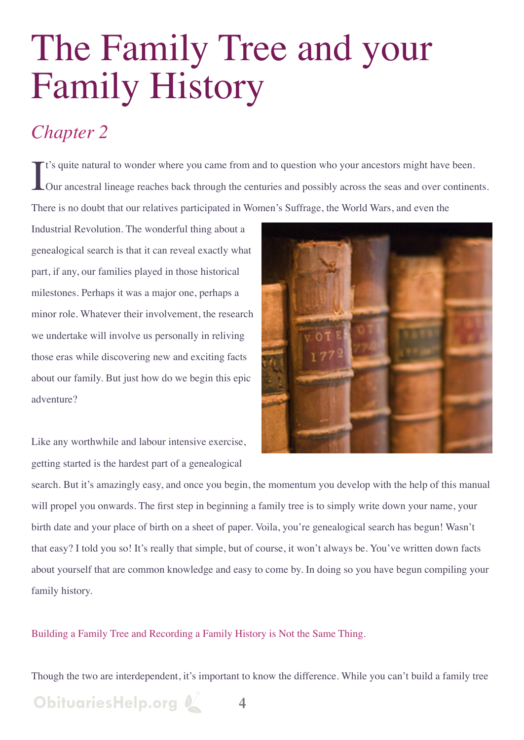# The Family Tree and your Family History

## *Chapter 2*

It's quite natural to wonder where you came from and to question who your ancestors might have been. Our ancestral lineage reaches back through the centuries and possibly across the seas and over continents. There is no doubt that our relatives participated in Women's Suffrage, the World Wars, and even the Industrial Revolution. The wonderful thing about a genealogical search is that it can reveal exactly what part, if any, our families played in those historical milestones. Perhaps it was a major one, perhaps a minor role. Whatever their involvement, the research we undertake will involve us personally in reliving those eras while discovering new and exciting facts about our family. But just how do we begin this epic adventure?

Like any worthwhile and labour intensive exercise, getting started is the hardest part of a genealogical search. But it's amazingly easy, and once you begin, the momentum you develop with the help of this manual will propel you onwards. The first step in beginning a family tree is to simply write down your name, your birth date and your place of birth on a sheet of paper. Voila, you're genealogical search has begun! Wasn't that easy? I told you so! It's really that simple, but of course, it won't always be. You've written down facts about yourself that are common knowledge and easy to come by. In doing so you have begun compiling your family history.

### Building a Family Tree and Recording a Family History is Not the Same Thing.

Though the two are interdependent, it's important to know the difference. While you can't build a family tree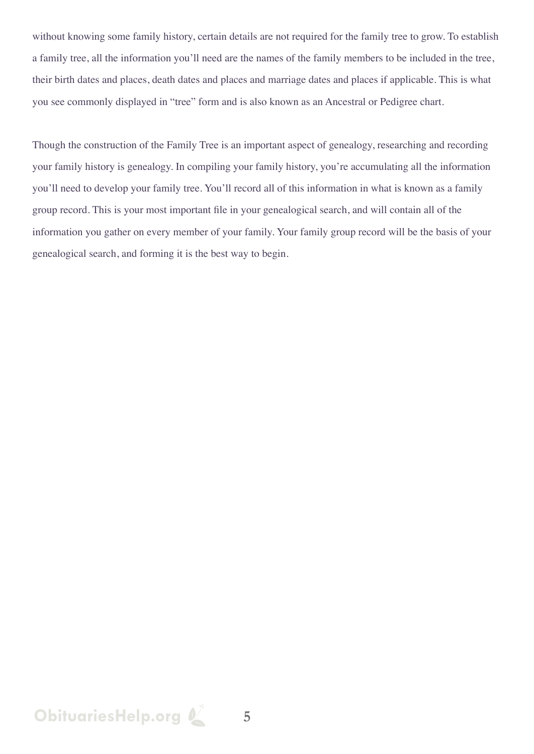without knowing some family history, certain details are not required for the family tree to grow. To establish a family tree, all the information you'll need are the names of the family members to be included in the tree, their birth dates and places, death dates and places and marriage dates and places if applicable. This is what you see commonly displayed in "tree" form and is also known as an Ancestral or Pedigree chart.

Though the construction of the Family Tree is an important aspect of genealogy, researching and recording your family history is genealogy. In compiling your family history, you're accumulating all the information you'll need to develop your family tree. You'll record all of this information in what is known as a family group record. This is your most important file in your genealogical search, and will contain all of the information you gather on every member of your family. Your family group record will be the basis of your genealogical search, and forming it is the best way to begin.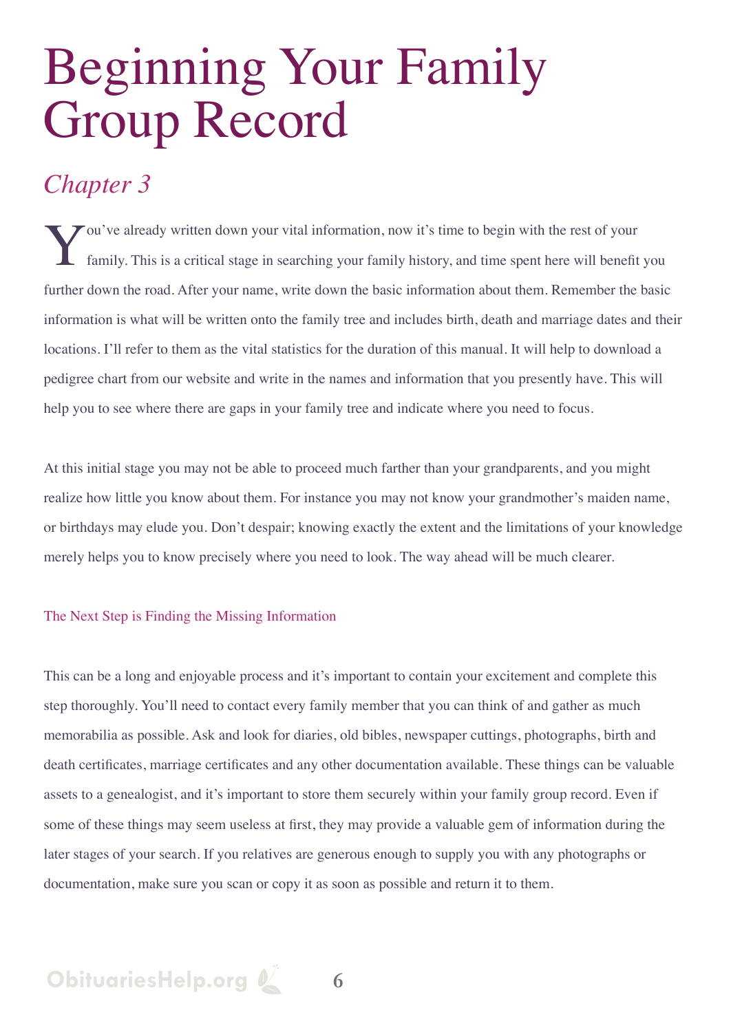# Beginning Your Family Group Record

## *Chapter 3*

You've already written down your vital information, now it's time to begin with the rest of your family. This is a critical stage in searching your family history, and time spent here will benefit you further down the road. After your name, write down the basic information about them. Remember the basic information is what will be written onto the family tree and includes birth, death and marriage dates and their locations. I'll refer to them as the vital statistics for the duration of this manual. It will help to download a pedigree chart from our website and write in the names and information that you presently have. This will help you to see where there are gaps in your family tree and indicate where you need to focus.

At this initial stage you may not be able to proceed much farther than your grandparents, and you might realize how little you know about them. For instance you may not know your grandmother's maiden name, or birthdays may elude you. Don't despair; knowing exactly the extent and the limitations of your knowledge merely helps you to know precisely where you need to look. The way ahead will be much clearer.

### The Next Step is Finding the Missing Information

This can be a long and enjoyable process and it's important to contain your excitement and complete this step thoroughly. You'll need to contact every family member that you can think of and gather as much memorabilia as possible. Ask and look for diaries, old bibles, newspaper cuttings, photographs, birth and death certificates, marriage certificates and any other documentation available. These things can be valuable assets to a genealogist, and it's important to store them securely within your family group record. Even if some of these things may seem useless at first, they may provide a valuable gem of information during the later stages of your search. If you relatives are generous enough to supply you with any photographs or documentation, make sure you scan or copy it as soon as possible and return it to them.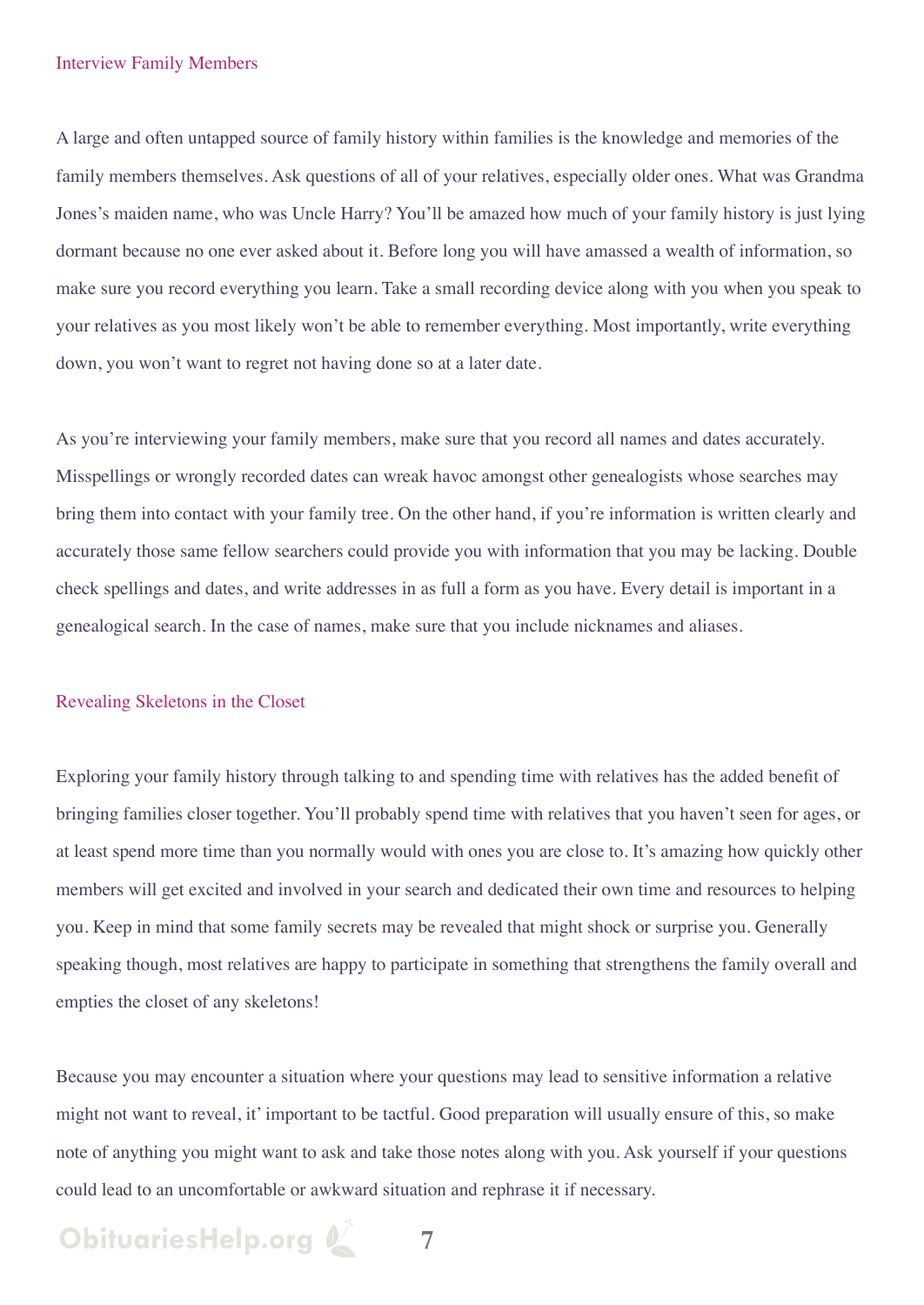## Interview Family Members

A large and often untapped source of family history within families is the knowledge and memories of the family members themselves. Ask questions of all of your relatives, especially older ones. What was Grandma Jones's maiden name, who was Uncle Harry? You'll be amazed how much of your family history is just lying dormant because no one ever asked about it. Before long you will have amassed a wealth of information, so make sure you record everything you learn. Take a small recording device along with you when you speak to your relatives as you most likely won't be able to remember everything. Most importantly, write everything down, you won't want to regret not having done so at a later date.

As you're interviewing your family members, make sure that you record all names and dates accurately. Misspellings or wrongly recorded dates can wreak havoc amongst other genealogists whose searches may bring them into contact with your family tree. On the other hand, if you're information is written clearly and accurately those same fellow searchers could provide you with information that you may be lacking. Double check spellings and dates, and write addresses in as full a form as you have. Every detail is important in a genealogical search. In the case of names, make sure that you include nicknames and aliases.

## Revealing Skeletons in the Closet

Exploring your family history through talking to and spending time with relatives has the added benefit of bringing families closer together. You'll probably spend time with relatives that you haven't seen for ages, or at least spend more time than you normally would with ones you are close to. It's amazing how quickly other members will get excited and involved in your search and dedicated their own time and resources to helping you. Keep in mind that some family secrets may be revealed that might shock or surprise you. Generally speaking though, most relatives are happy to participate in something that strengthens the family overall and empties the closet of any skeletons!

Because you may encounter a situation where your questions may lead to sensitive information a relative might not want to reveal, it' important to be tactful. Good preparation will usually ensure of this, so make note of anything you might want to ask and take those notes along with you. Ask yourself if your questions could lead to an uncomfortable or awkward situation and rephrase it if necessary.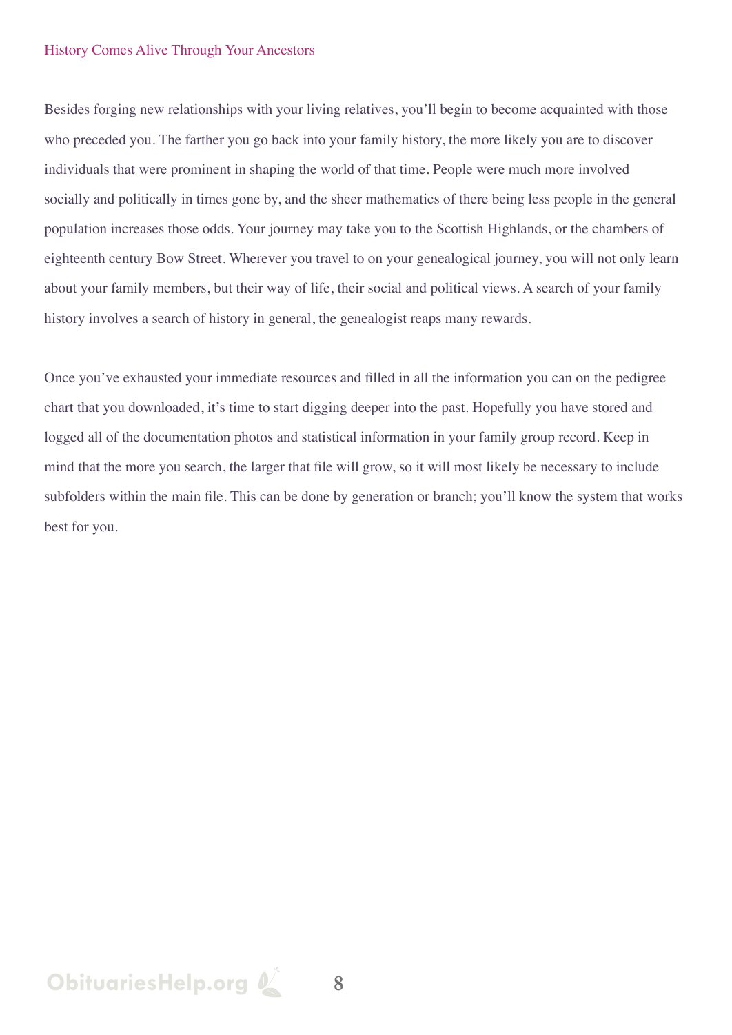Besides forging new relationships with your living relatives, you'll begin to become acquainted with those who preceded you. The farther you go back into your family history, the more likely you are to discover individuals that were prominent in shaping the world of that time. People were much more involved socially and politically in times gone by, and the sheer mathematics of there being less people in the general population increases those odds. Your journey may take you to the Scottish Highlands, or the chambers of eighteenth century Bow Street. Wherever you travel to on your genealogical journey, you will not only learn about your family members, but their way of life, their social and political views. A search of your family history involves a search of history in general, the genealogist reaps many rewards.

Once you've exhausted your immediate resources and filled in all the information you can on the pedigree chart that you downloaded, it's time to start digging deeper into the past. Hopefully you have stored and logged all of the documentation photos and statistical information in your family group record. Keep in mind that the more you search, the larger that file will grow, so it will most likely be necessary to include subfolders within the main file. This can be done by generation or branch; you'll know the system that works best for you.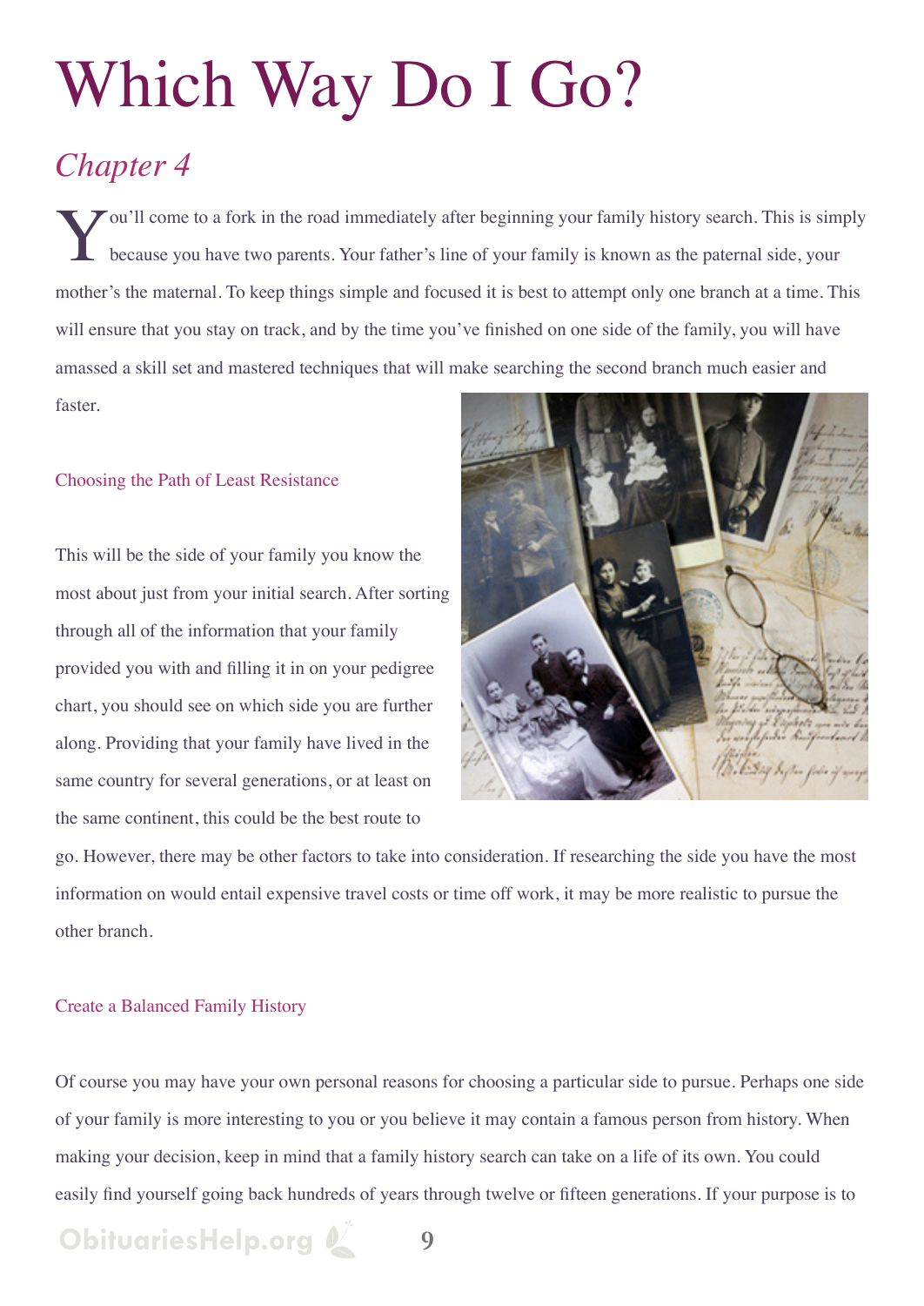# Which Way Do I Go?

## *Chapter 4*

You'll come to a fork in the road immediately after beginning your family history search. This is simply because you have two parents. Your father's line of your family is known as the paternal side, your mother's the maternal. To keep things simple and focused it is best to attempt only one branch at a time. This will ensure that you stay on track, and by the time you've finished on one side of the family, you will have amassed a skill set and mastered techniques that will make searching the second branch much easier and faster.

### Choosing the Path of Least Resistance

This will be the side of your family you know the most about just from your initial search. After sorting through all of the information that your family provided you with and filling it in on your pedigree chart, you should see on which side you are further along. Providing that your family have lived in the same country for several generations, or at least on the same continent, this could be the best route to go. However, there may be other factors to take into consideration. If researching the side you have the most information on would entail expensive travel costs or time off work, it may be more realistic to pursue the other branch.

### Create a Balanced Family History

Of course you may have your own personal reasons for choosing a particular side to pursue. Perhaps one side of your family is more interesting to you or you believe it may contain a famous person from history. When making your decision, keep in mind that a family history search can take on a life of its own. You could easily find yourself going back hundreds of years through twelve or fifteen generations. If your purpose is to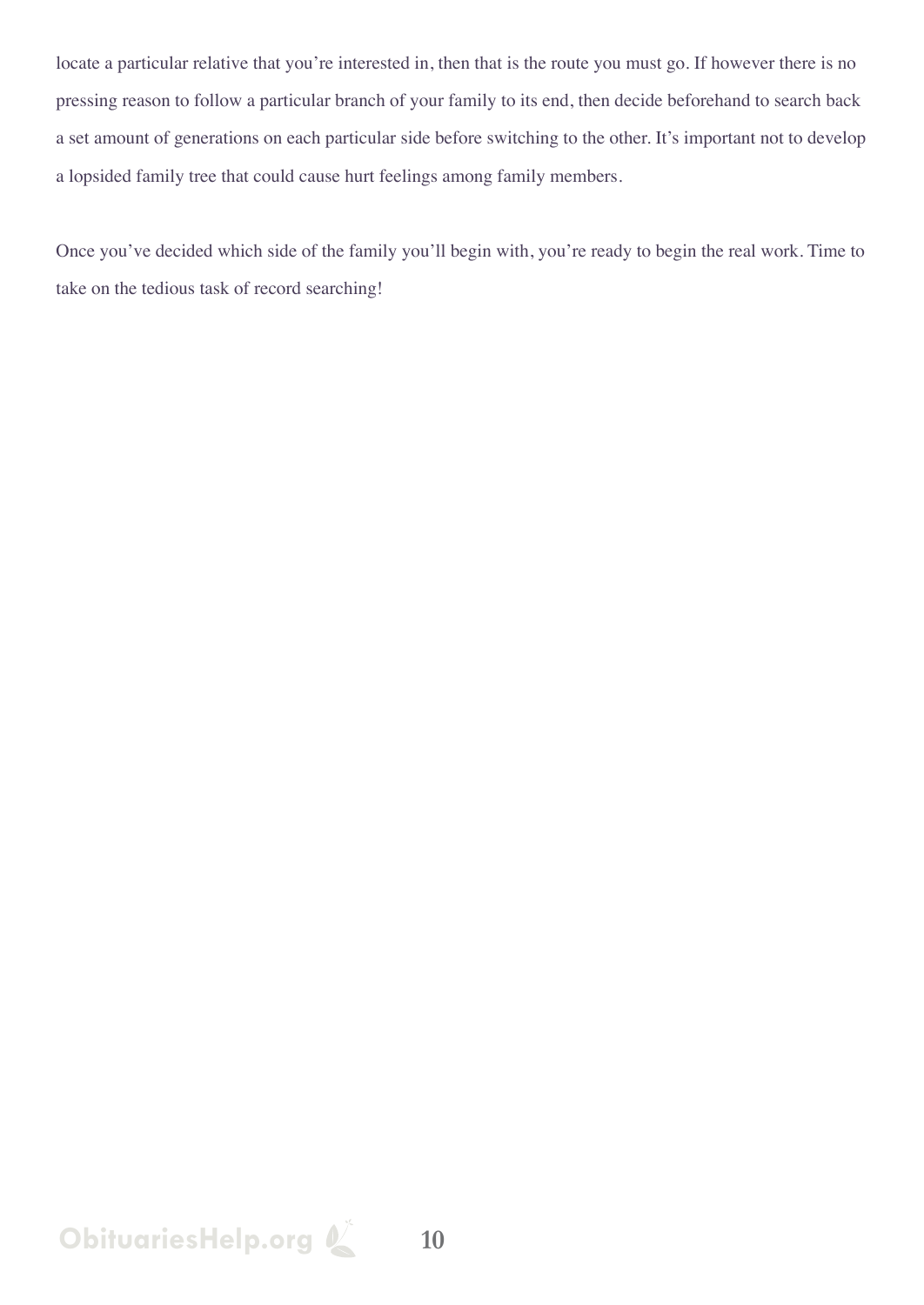locate a particular relative that you're interested in, then that is the route you must go. If however there is no pressing reason to follow a particular branch of your family to its end, then decide beforehand to search back a set amount of generations on each particular side before switching to the other. It's important not to develop a lopsided family tree that could cause hurt feelings among family members.

Once you've decided which side of the family you'll begin with, you're ready to begin the real work. Time to take on the tedious task of record searching!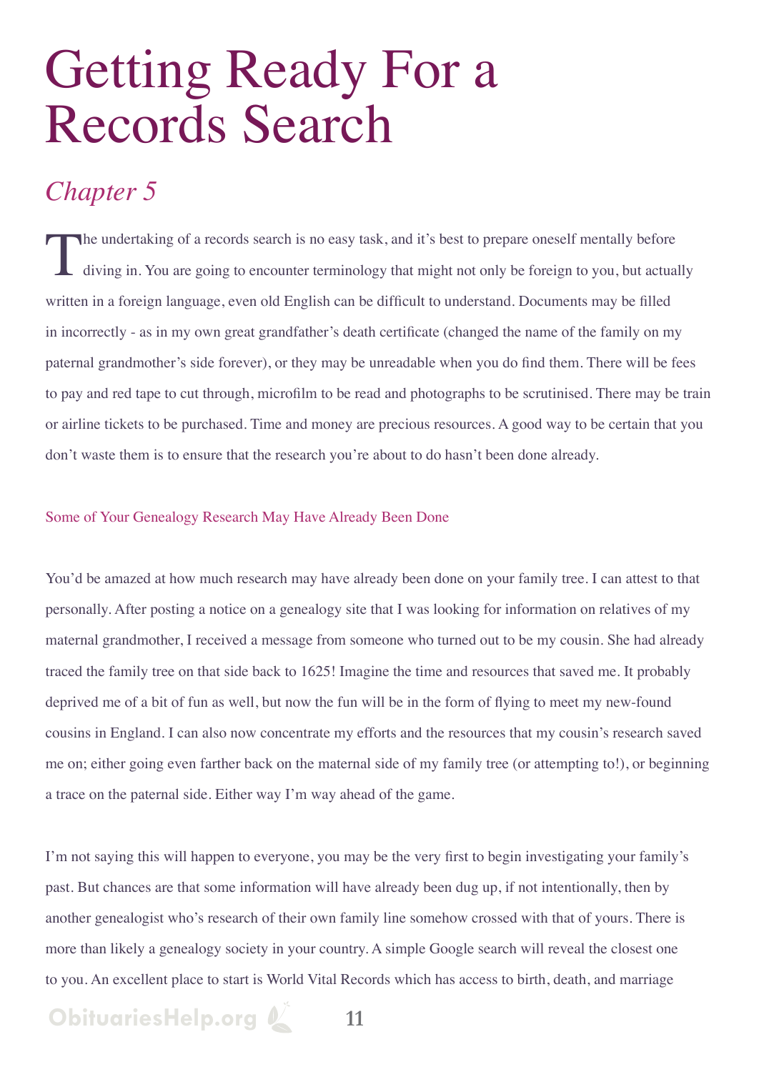# Getting Ready For a Records Search

## *Chapter 5*

The undertaking of a records search is no easy task, and it's best to prepare oneself mentally before diving in. You are going to encounter terminology that might not only be foreign to you, but actually written in a foreign language, even old English can be difficult to understand. Documents may be filled in incorrectly - as in my own great grandfather's death certificate (changed the name of the family on my paternal grandmother's side forever), or they may be unreadable when you do find them. There will be fees to pay and red tape to cut through, microfilm to be read and photographs to be scrutinised. There may be train or airline tickets to be purchased. Time and money are precious resources. A good way to be certain that you don't waste them is to ensure that the research you're about to do hasn't been done already.

### Some of Your Genealogy Research May Have Already Been Done

You'd be amazed at how much research may have already been done on your family tree. I can attest to that personally. After posting a notice on a genealogy site that I was looking for information on relatives of my maternal grandmother, I received a message from someone who turned out to be my cousin. She had already traced the family tree on that side back to 1625! Imagine the time and resources that saved me. It probably deprived me of a bit of fun as well, but now the fun will be in the form of flying to meet my new-found cousins in England. I can also now concentrate my efforts and the resources that my cousin's research saved me on; either going even farther back on the maternal side of my family tree (or attempting to!), or beginning a trace on the paternal side. Either way I'm way ahead of the game.

I'm not saying this will happen to everyone, you may be the very first to begin investigating your family's past. But chances are that some information will have already been dug up, if not intentionally, then by another genealogist who's research of their own family line somehow crossed with that of yours. There is more than likely a genealogy society in your country. A simple Google search will reveal the closest one to you. An excellent place to start is World Vital Records which has access to birth, death, and marriage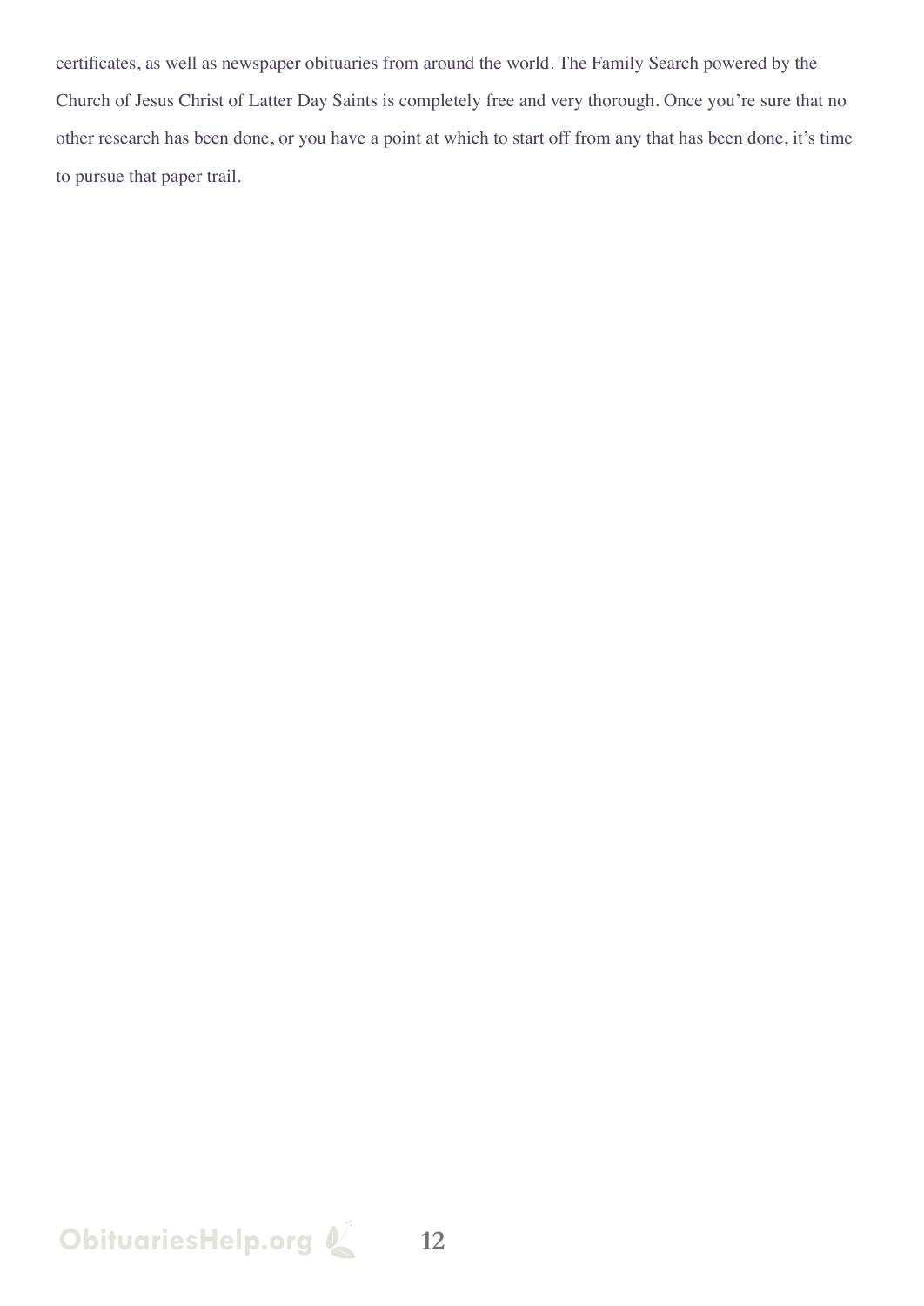certificates, as well as newspaper obituaries from around the world. The Family Search powered by the Church of Jesus Christ of Latter Day Saints is completely free and very thorough. Once you're sure that no other research has been done, or you have a point at which to start off from any that has been done, it's time to pursue that paper trail.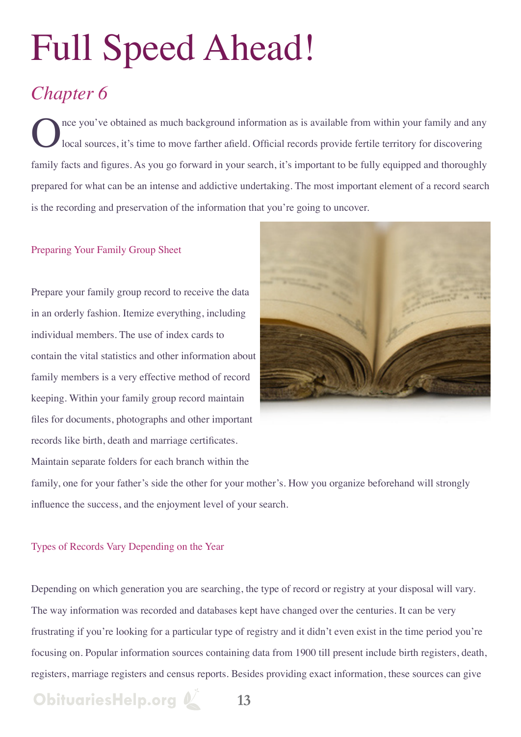# Full Speed Ahead!

## *Chapter 6*

Once you've obtained as much background information as is available from within your family and any local sources, it's time to move farther afield. Official records provide fertile territory for discovering family facts and figures. As you go forward in your search, it's important to be fully equipped and thoroughly prepared for what can be an intense and addictive undertaking. The most important element of a record search is the recording and preservation of the information that you're going to uncover.

### Preparing Your Family Group Sheet

Prepare your family group record to receive the data in an orderly fashion. Itemize everything, including individual members. The use of index cards to contain the vital statistics and other information about family members is a very effective method of record keeping. Within your family group record maintain files for documents, photographs and other important records like birth, death and marriage certificates. Maintain separate folders for each branch within the family, one for your father's side the other for your mother's. How you organize beforehand will strongly influence the success, and the enjoyment level of your search.

### Types of Records Vary Depending on the Year

Depending on which generation you are searching, the type of record or registry at your disposal will vary. The way information was recorded and databases kept have changed over the centuries. It can be very frustrating if you're looking for a particular type of registry and it didn't even exist in the time period you're focusing on. Popular information sources containing data from 1900 till present include birth registers, death, registers, marriage registers and census reports. Besides providing exact information, these sources can give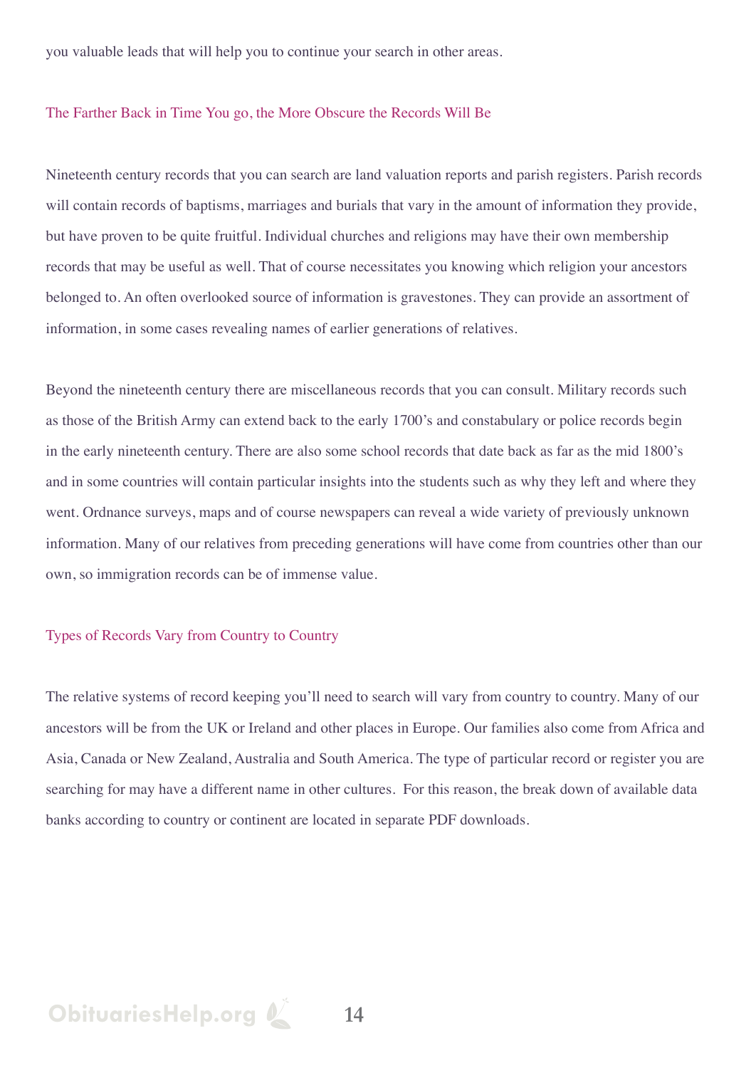you valuable leads that will help you to continue your search in other areas.

## The Farther Back in Time You go, the More Obscure the Records Will Be

Nineteenth century records that you can search are land valuation reports and parish registers. Parish records will contain records of baptisms, marriages and burials that vary in the amount of information they provide, but have proven to be quite fruitful. Individual churches and religions may have their own membership records that may be useful as well. That of course necessitates you knowing which religion your ancestors belonged to. An often overlooked source of information is gravestones. They can provide an assortment of information, in some cases revealing names of earlier generations of relatives.

Beyond the nineteenth century there are miscellaneous records that you can consult. Military records such as those of the British Army can extend back to the early 1700's and constabulary or police records begin in the early nineteenth century. There are also some school records that date back as far as the mid 1800's and in some countries will contain particular insights into the students such as why they left and where they went. Ordnance surveys, maps and of course newspapers can reveal a wide variety of previously unknown information. Many of our relatives from preceding generations will have come from countries other than our own, so immigration records can be of immense value.

## Types of Records Vary from Country to Country

The relative systems of record keeping you'll need to search will vary from country to country. Many of our ancestors will be from the UK or Ireland and other places in Europe. Our families also come from Africa and Asia, Canada or New Zealand, Australia and South America. The type of particular record or register you are searching for may have a different name in other cultures. For this reason, the break down of available data banks according to country or continent are located in separate PDF downloads.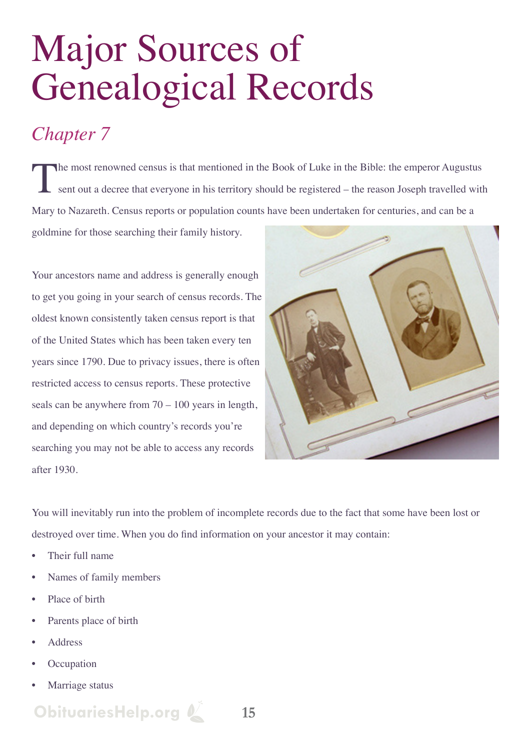# Major Sources of Genealogical Records

## *Chapter 7*

The most renowned census is that mentioned in the Book of Luke in the Bible: the emperor Augustus sent out a decree that everyone in his territory should be registered – the reason Joseph travelled with Mary to Nazareth. Census reports or population counts have been undertaken for centuries, and can be a goldmine for those searching their family history.

Your ancestors name and address is generally enough to get you going in your search of census records. The oldest known consistently taken census report is that of the United States which has been taken every ten years since 1790. Due to privacy issues, there is often restricted access to census reports. These protective seals can be anywhere from 70 – 100 years in length, and depending on which country's records you're searching you may not be able to access any records after 1930.

You will inevitably run into the problem of incomplete records due to the fact that some have been lost or destroyed over time. When you do find information on your ancestor it may contain:

- Their full name
- Names of family members
- Place of birth
- Parents place of birth
- Address
- Occupation
- Marriage status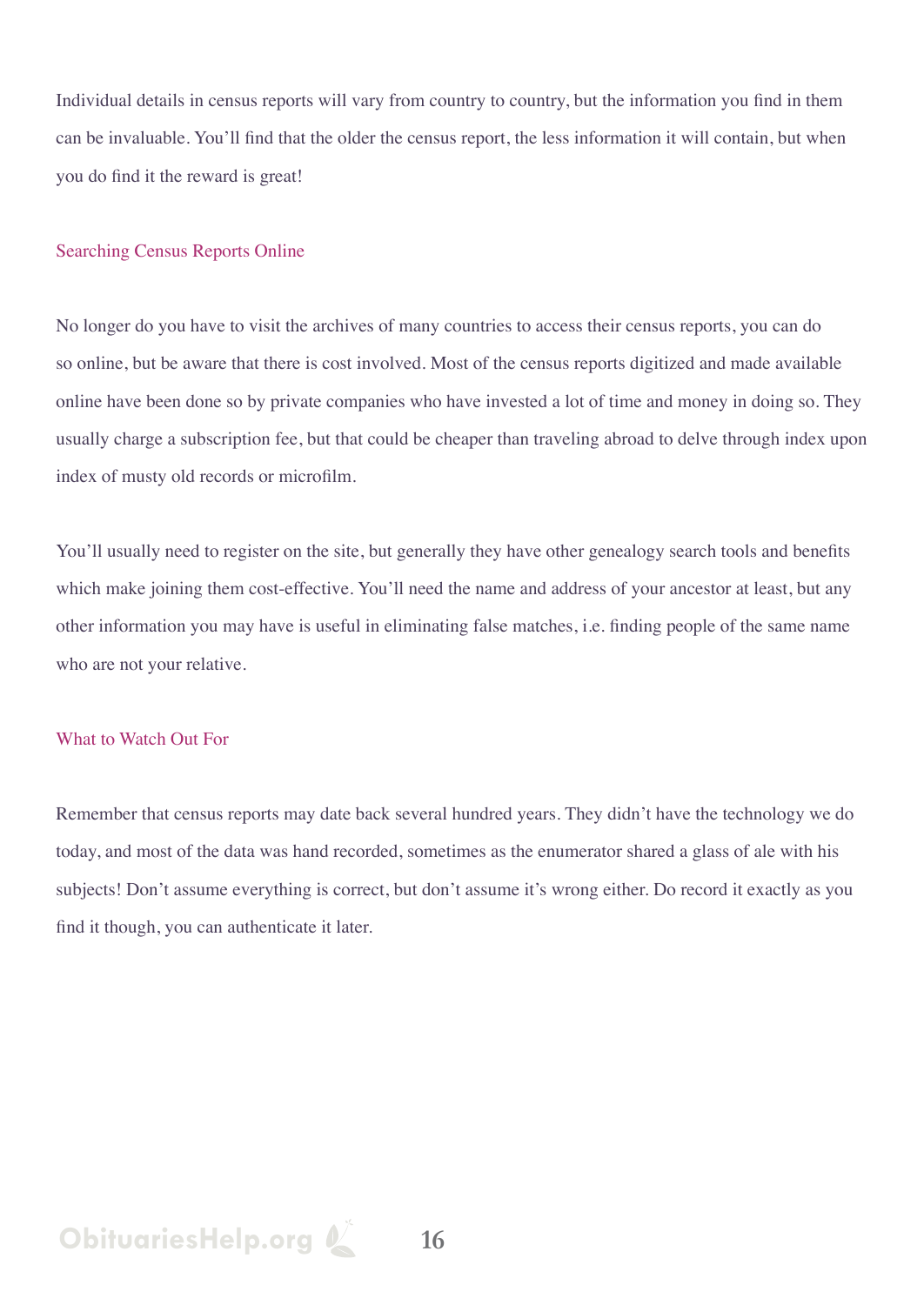Individual details in census reports will vary from country to country, but the information you find in them can be invaluable. You'll find that the older the census report, the less information it will contain, but when you do find it the reward is great!

## Searching Census Reports Online

No longer do you have to visit the archives of many countries to access their census reports, you can do so online, but be aware that there is cost involved. Most of the census reports digitized and made available online have been done so by private companies who have invested a lot of time and money in doing so. They usually charge a subscription fee, but that could be cheaper than traveling abroad to delve through index upon index of musty old records or microfilm.

You'll usually need to register on the site, but generally they have other genealogy search tools and benefits which make joining them cost-effective. You'll need the name and address of your ancestor at least, but any other information you may have is useful in eliminating false matches, i.e. finding people of the same name who are not your relative.

## What to Watch Out For

Remember that census reports may date back several hundred years. They didn't have the technology we do today, and most of the data was hand recorded, sometimes as the enumerator shared a glass of ale with his subjects! Don't assume everything is correct, but don't assume it's wrong either. Do record it exactly as you find it though, you can authenticate it later.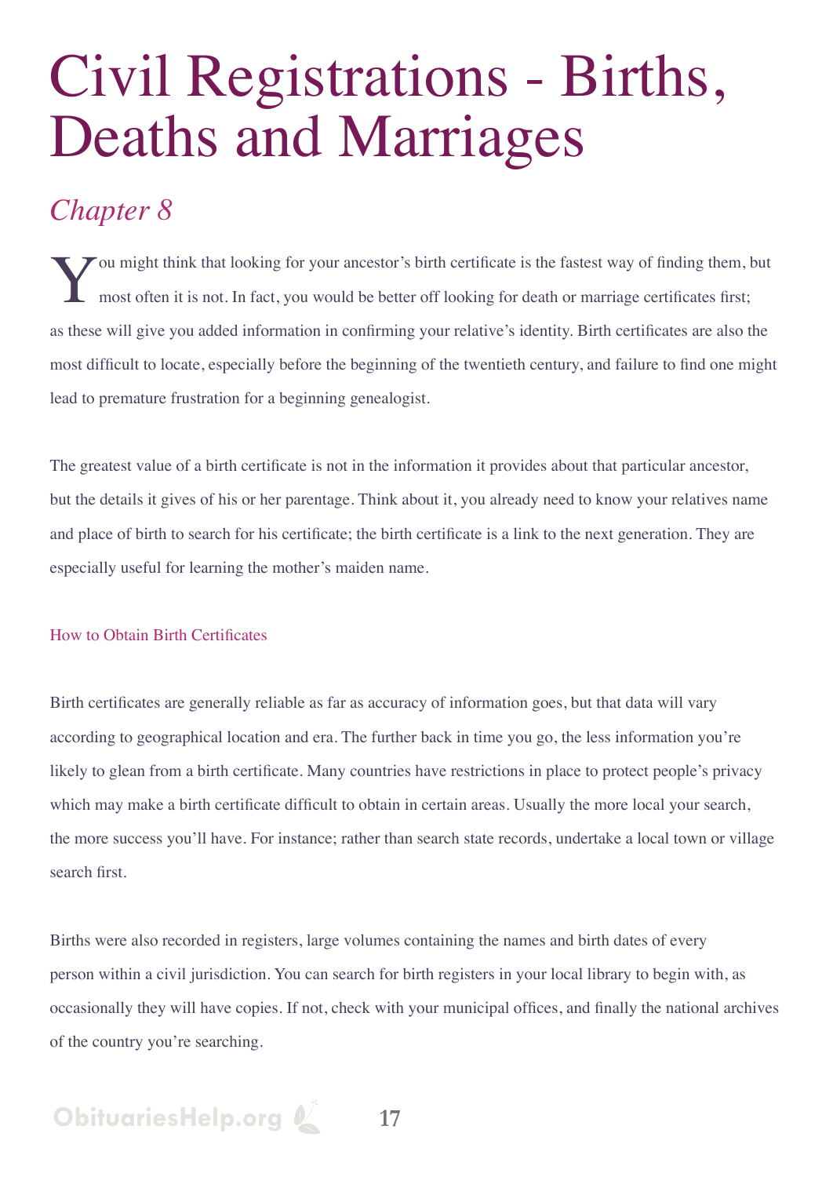# Civil Registrations - Births, Deaths and Marriages

## *Chapter 8*

You might think that looking for your ancestor's birth certificate is the fastest way of finding them, but most often it is not. In fact, you would be better off looking for death or marriage certificates first; as these will give you added information in confirming your relative's identity. Birth certificates are also the most difficult to locate, especially before the beginning of the twentieth century, and failure to find one might lead to premature frustration for a beginning genealogist.

The greatest value of a birth certificate is not in the information it provides about that particular ancestor, but the details it gives of his or her parentage. Think about it, you already need to know your relatives name and place of birth to search for his certificate; the birth certificate is a link to the next generation. They are especially useful for learning the mother's maiden name.

### How to Obtain Birth Certificates

Birth certificates are generally reliable as far as accuracy of information goes, but that data will vary according to geographical location and era. The further back in time you go, the less information you're likely to glean from a birth certificate. Many countries have restrictions in place to protect people's privacy which may make a birth certificate difficult to obtain in certain areas. Usually the more local your search, the more success you'll have. For instance; rather than search state records, undertake a local town or village search first.

Births were also recorded in registers, large volumes containing the names and birth dates of every person within a civil jurisdiction. You can search for birth registers in your local library to begin with, as occasionally they will have copies. If not, check with your municipal offices, and finally the national archives of the country you're searching.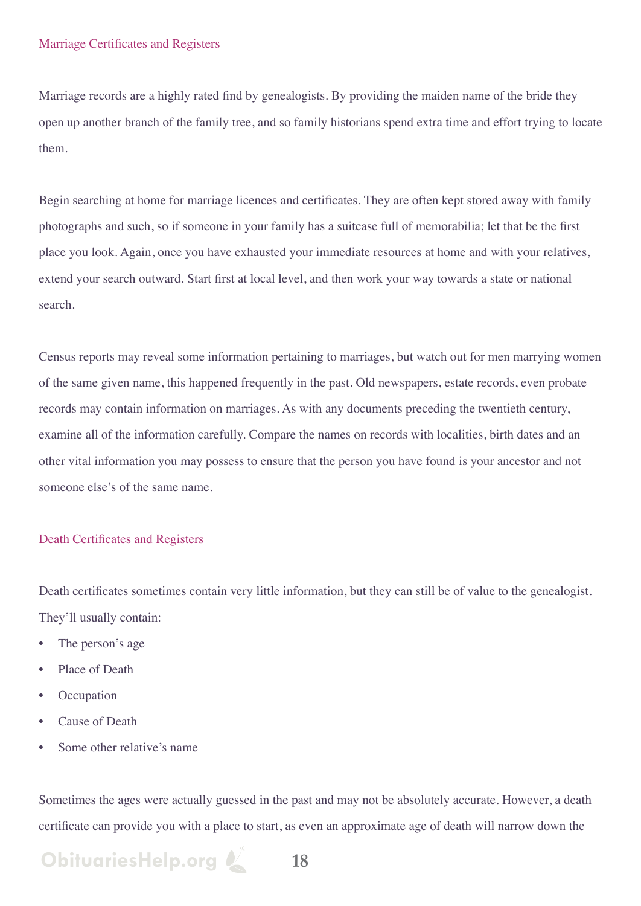## Marriage Certificates and Registers

Marriage records are a highly rated find by genealogists. By providing the maiden name of the bride they open up another branch of the family tree, and so family historians spend extra time and effort trying to locate them.

Begin searching at home for marriage licences and certificates. They are often kept stored away with family photographs and such, so if someone in your family has a suitcase full of memorabilia; let that be the first place you look. Again, once you have exhausted your immediate resources at home and with your relatives, extend your search outward. Start first at local level, and then work your way towards a state or national search.

Census reports may reveal some information pertaining to marriages, but watch out for men marrying women of the same given name, this happened frequently in the past. Old newspapers, estate records, even probate records may contain information on marriages. As with any documents preceding the twentieth century, examine all of the information carefully. Compare the names on records with localities, birth dates and an other vital information you may possess to ensure that the person you have found is your ancestor and not someone else's of the same name.

## Death Certificates and Registers

Death certificates sometimes contain very little information, but they can still be of value to the genealogist. They'll usually contain:

- The person's age
- Place of Death
- Occupation
- Cause of Death
- Some other relative's name

Sometimes the ages were actually guessed in the past and may not be absolutely accurate. However, a death certificate can provide you with a place to start, as even an approximate age of death will narrow down the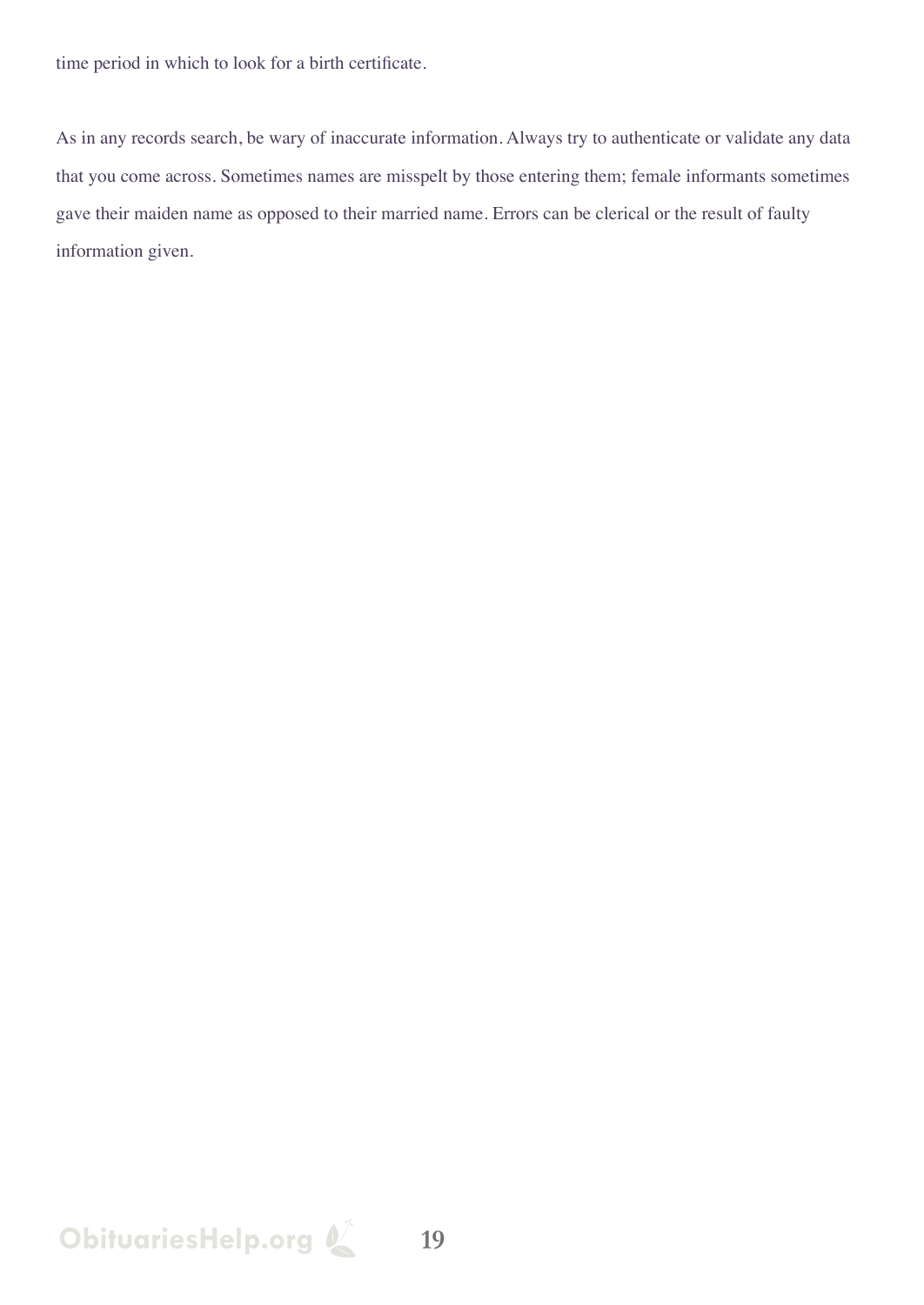time period in which to look for a birth certificate.

As in any records search, be wary of inaccurate information. Always try to authenticate or validate any data that you come across. Sometimes names are misspelt by those entering them; female informants sometimes gave their maiden name as opposed to their married name. Errors can be clerical or the result of faulty information given.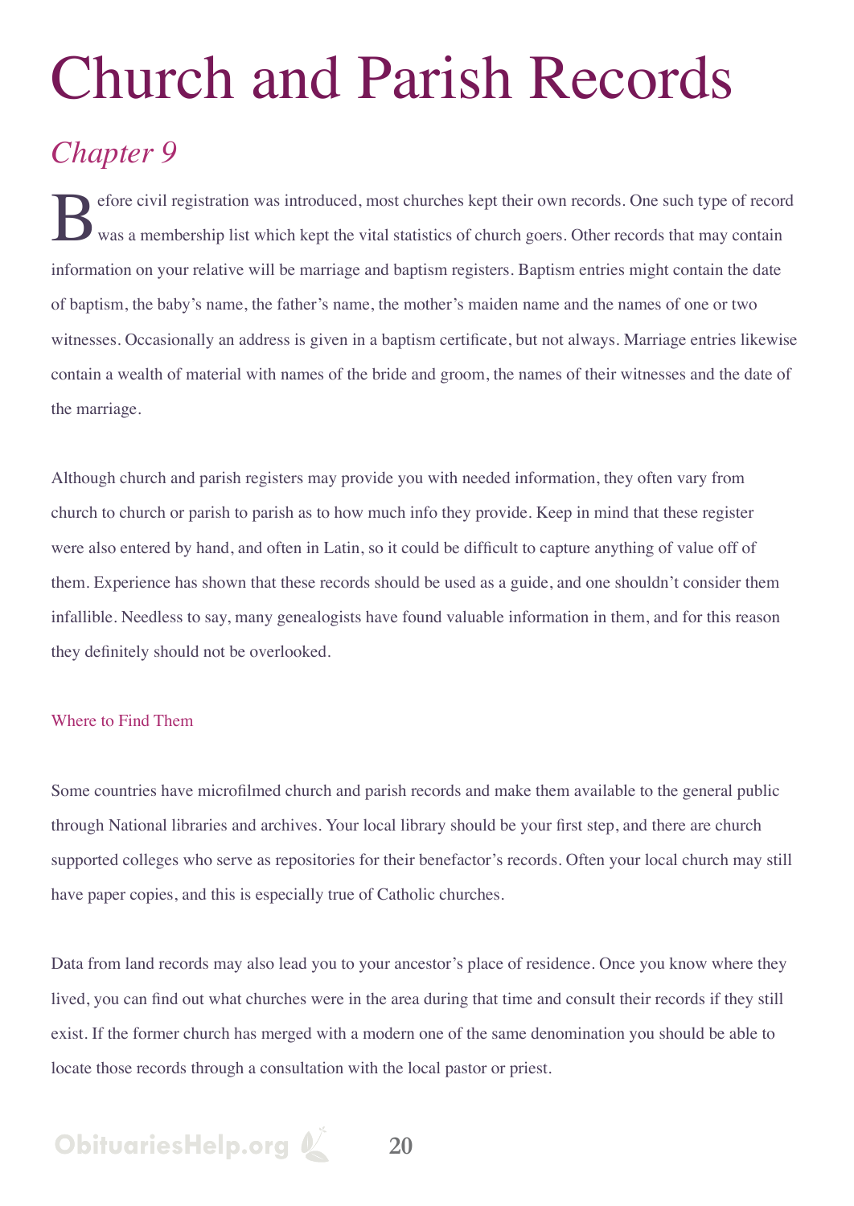# Church and Parish Records

## *Chapter 9*

Before civil registration was introduced, most churches kept their own records. One such type of record was a membership list which kept the vital statistics of church goers. Other records that may contain information on your relative will be marriage and baptism registers. Baptism entries might contain the date of baptism, the baby's name, the father's name, the mother's maiden name and the names of one or two witnesses. Occasionally an address is given in a baptism certificate, but not always. Marriage entries likewise contain a wealth of material with names of the bride and groom, the names of their witnesses and the date of the marriage.

Although church and parish registers may provide you with needed information, they often vary from church to church or parish to parish as to how much info they provide. Keep in mind that these register were also entered by hand, and often in Latin, so it could be difficult to capture anything of value off of them. Experience has shown that these records should be used as a guide, and one shouldn't consider them infallible. Needless to say, many genealogists have found valuable information in them, and for this reason they definitely should not be overlooked.

### Where to Find Them

Some countries have microfilmed church and parish records and make them available to the general public through National libraries and archives. Your local library should be your first step, and there are church supported colleges who serve as repositories for their benefactor's records. Often your local church may still have paper copies, and this is especially true of Catholic churches.

Data from land records may also lead you to your ancestor's place of residence. Once you know where they lived, you can find out what churches were in the area during that time and consult their records if they still exist. If the former church has merged with a modern one of the same denomination you should be able to locate those records through a consultation with the local pastor or priest.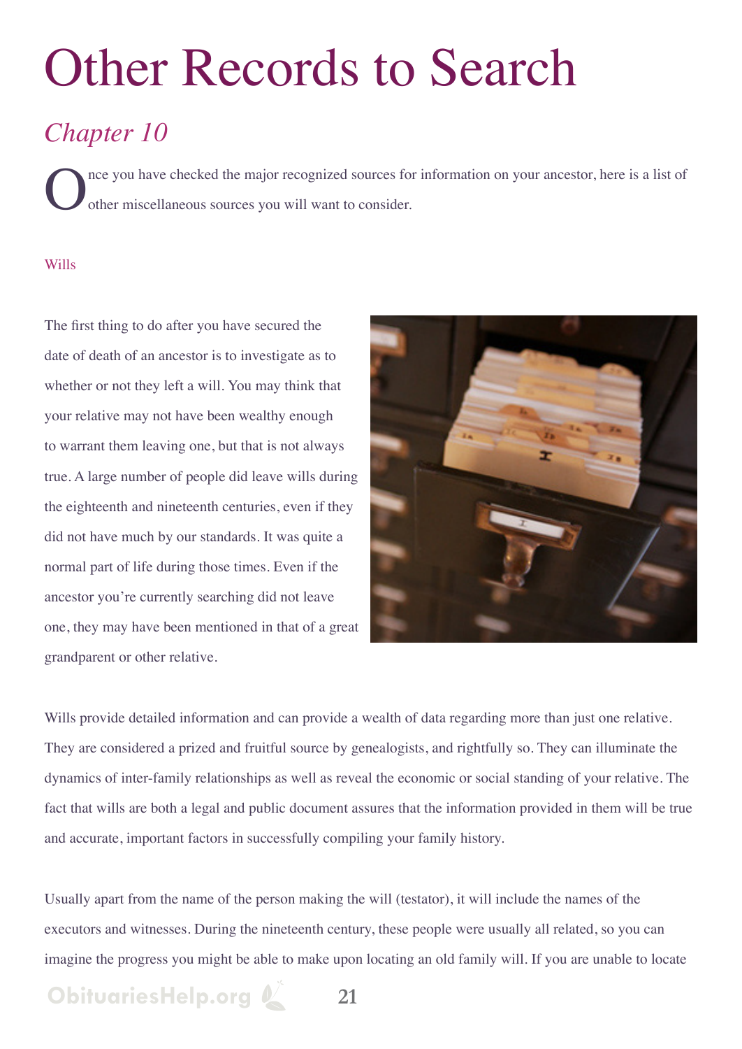# Other Records to Search

## *Chapter 10*

Once you have checked the major recognized sources for information on your ancestor, here is a list of other miscellaneous sources you will want to consider.

### Wills

The first thing to do after you have secured the date of death of an ancestor is to investigate as to whether or not they left a will. You may think that your relative may not have been wealthy enough to warrant them leaving one, but that is not always true. A large number of people did leave wills during the eighteenth and nineteenth centuries, even if they did not have much by our standards. It was quite a normal part of life during those times. Even if the ancestor you're currently searching did not leave one, they may have been mentioned in that of a great grandparent or other relative.

Wills provide detailed information and can provide a wealth of data regarding more than just one relative. They are considered a prized and fruitful source by genealogists, and rightfully so. They can illuminate the dynamics of inter-family relationships as well as reveal the economic or social standing of your relative. The fact that wills are both a legal and public document assures that the information provided in them will be true and accurate, important factors in successfully compiling your family history.

Usually apart from the name of the person making the will (testator), it will include the names of the executors and witnesses. During the nineteenth century, these people were usually all related, so you can imagine the progress you might be able to make upon locating an old family will. If you are unable to locate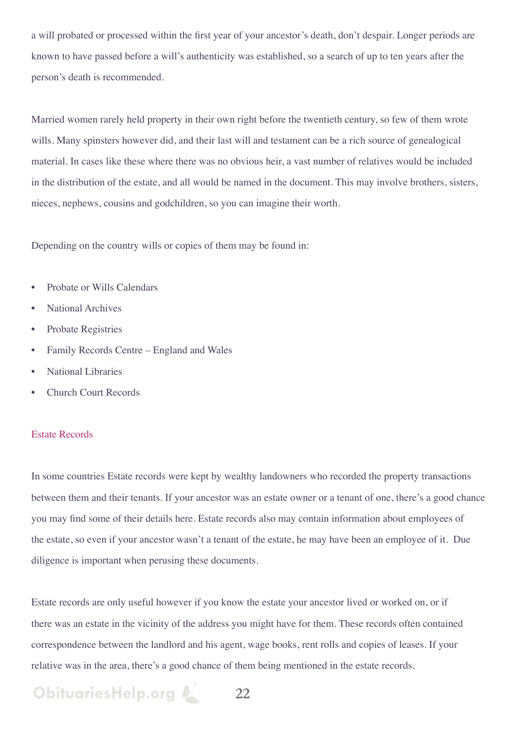a will probated or processed within the first year of your ancestor's death, don't despair. Longer periods are known to have passed before a will's authenticity was established, so a search of up to ten years after the person's death is recommended.

Married women rarely held property in their own right before the twentieth century, so few of them wrote wills. Many spinsters however did, and their last will and testament can be a rich source of genealogical material. In cases like these where there was no obvious heir, a vast number of relatives would be included in the distribution of the estate, and all would be named in the document. This may involve brothers, sisters, nieces, nephews, cousins and godchildren, so you can imagine their worth.

Depending on the country wills or copies of them may be found in:

- Probate or Wills Calendars
- National Archives
- Probate Registries
- Family Records Centre – England and Wales
- National Libraries
- Church Court Records

### Estate Records

In some countries Estate records were kept by wealthy landowners who recorded the property transactions between them and their tenants. If your ancestor was an estate owner or a tenant of one, there's a good chance you may find some of their details here. Estate records also may contain information about employees of the estate, so even if your ancestor wasn't a tenant of the estate, he may have been an employee of it. Due diligence is important when perusing these documents.

Estate records are only useful however if you know the estate your ancestor lived or worked on, or if there was an estate in the vicinity of the address you might have for them. These records often contained correspondence between the landlord and his agent, wage books, rent rolls and copies of leases. If your relative was in the area, there's a good chance of them being mentioned in the estate records.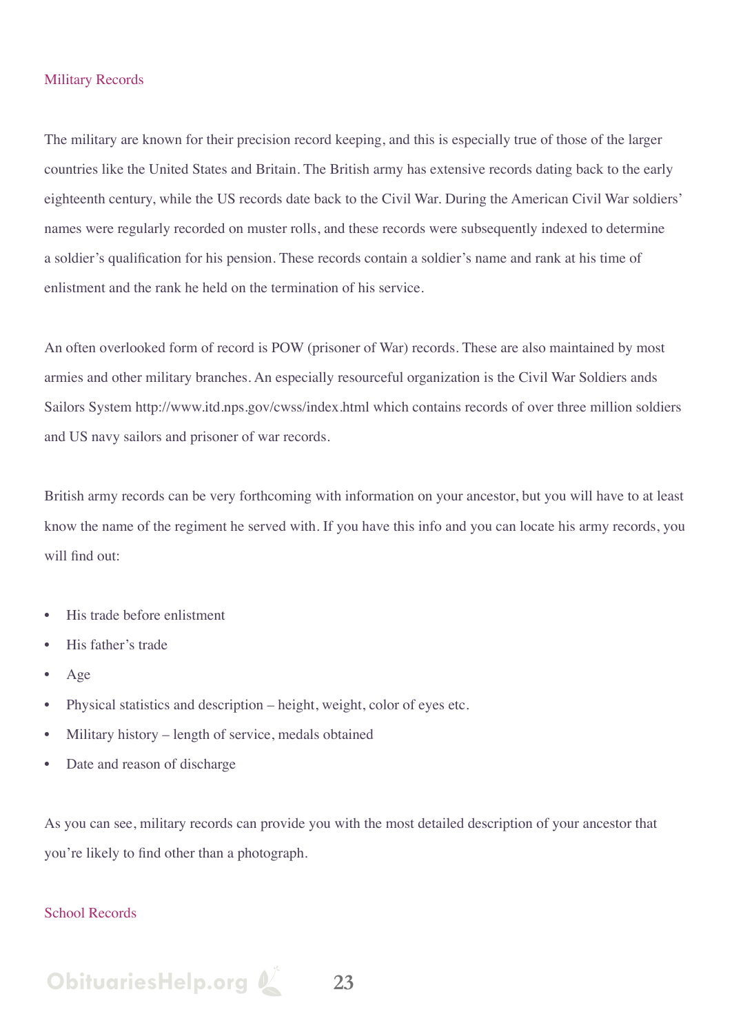## Military Records

The military are known for their precision record keeping, and this is especially true of those of the larger countries like the United States and Britain. The British army has extensive records dating back to the early eighteenth century, while the US records date back to the Civil War. During the American Civil War soldiers' names were regularly recorded on muster rolls, and these records were subsequently indexed to determine a soldier's qualification for his pension. These records contain a soldier's name and rank at his time of enlistment and the rank he held on the termination of his service.

An often overlooked form of record is POW (prisoner of War) records. These are also maintained by most armies and other military branches. An especially resourceful organization is the Civil War Soldiers ands Sailors System http://www.itd.nps.gov/cwss/index.html which contains records of over three million soldiers and US navy sailors and prisoner of war records.

British army records can be very forthcoming with information on your ancestor, but you will have to at least know the name of the regiment he served with. If you have this info and you can locate his army records, you will find out:

- His trade before enlistment
- His father's trade
- Age
- Physical statistics and description – height, weight, color of eyes etc.
- Military history – length of service, medals obtained
- Date and reason of discharge

As you can see, military records can provide you with the most detailed description of your ancestor that you're likely to find other than a photograph.

## School Records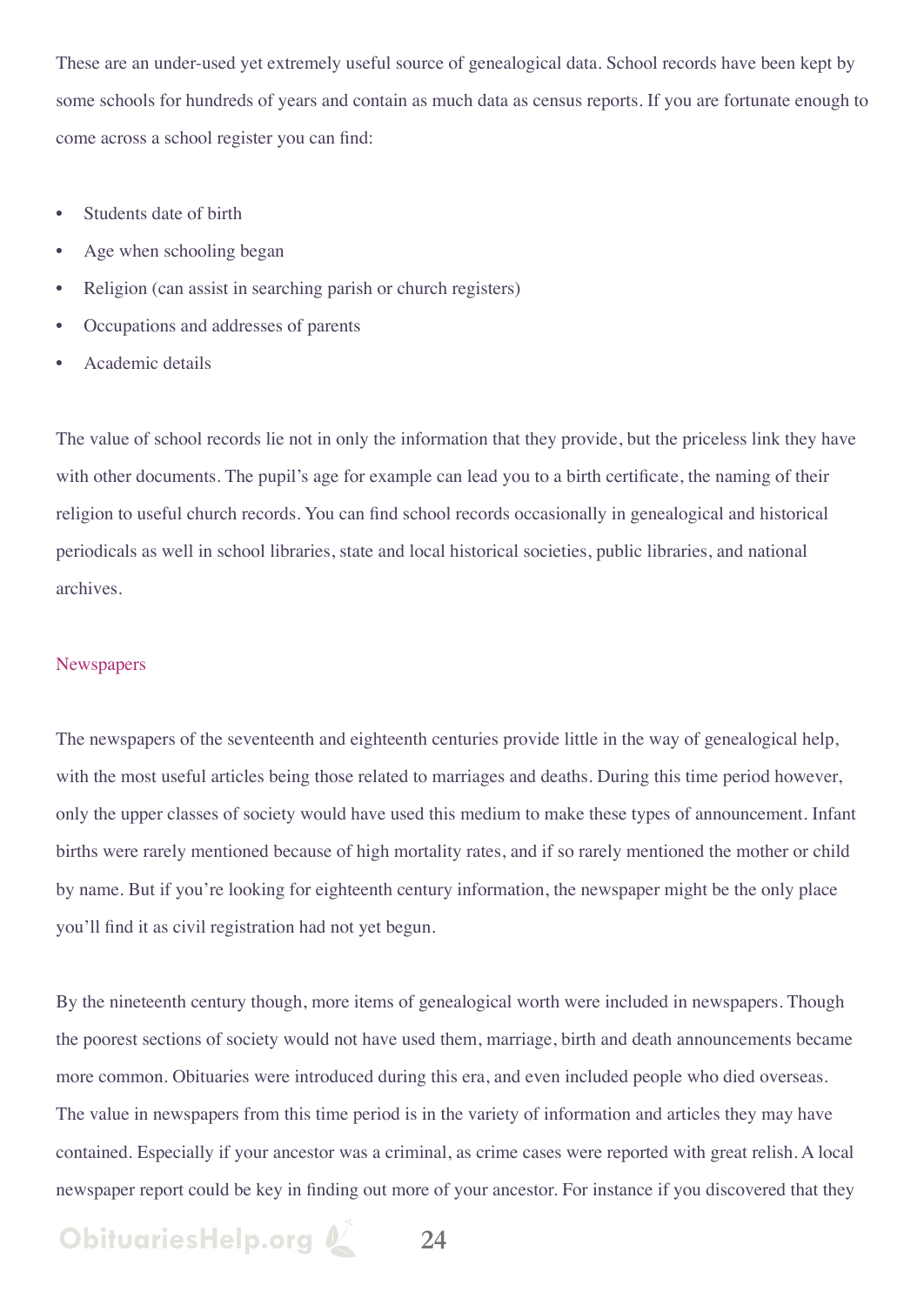These are an under-used yet extremely useful source of genealogical data. School records have been kept by some schools for hundreds of years and contain as much data as census reports. If you are fortunate enough to come across a school register you can find:

- Students date of birth
- Age when schooling began
- Religion (can assist in searching parish or church registers)
- Occupations and addresses of parents
- Academic details

The value of school records lie not in only the information that they provide, but the priceless link they have with other documents. The pupil's age for example can lead you to a birth certificate, the naming of their religion to useful church records. You can find school records occasionally in genealogical and historical periodicals as well in school libraries, state and local historical societies, public libraries, and national archives.

## Newspapers

The newspapers of the seventeenth and eighteenth centuries provide little in the way of genealogical help, with the most useful articles being those related to marriages and deaths. During this time period however, only the upper classes of society would have used this medium to make these types of announcement. Infant births were rarely mentioned because of high mortality rates, and if so rarely mentioned the mother or child by name. But if you're looking for eighteenth century information, the newspaper might be the only place you'll find it as civil registration had not yet begun.

By the nineteenth century though, more items of genealogical worth were included in newspapers. Though the poorest sections of society would not have used them, marriage, birth and death announcements became more common. Obituaries were introduced during this era, and even included people who died overseas. The value in newspapers from this time period is in the variety of information and articles they may have contained. Especially if your ancestor was a criminal, as crime cases were reported with great relish. A local newspaper report could be key in finding out more of your ancestor. For instance if you discovered that they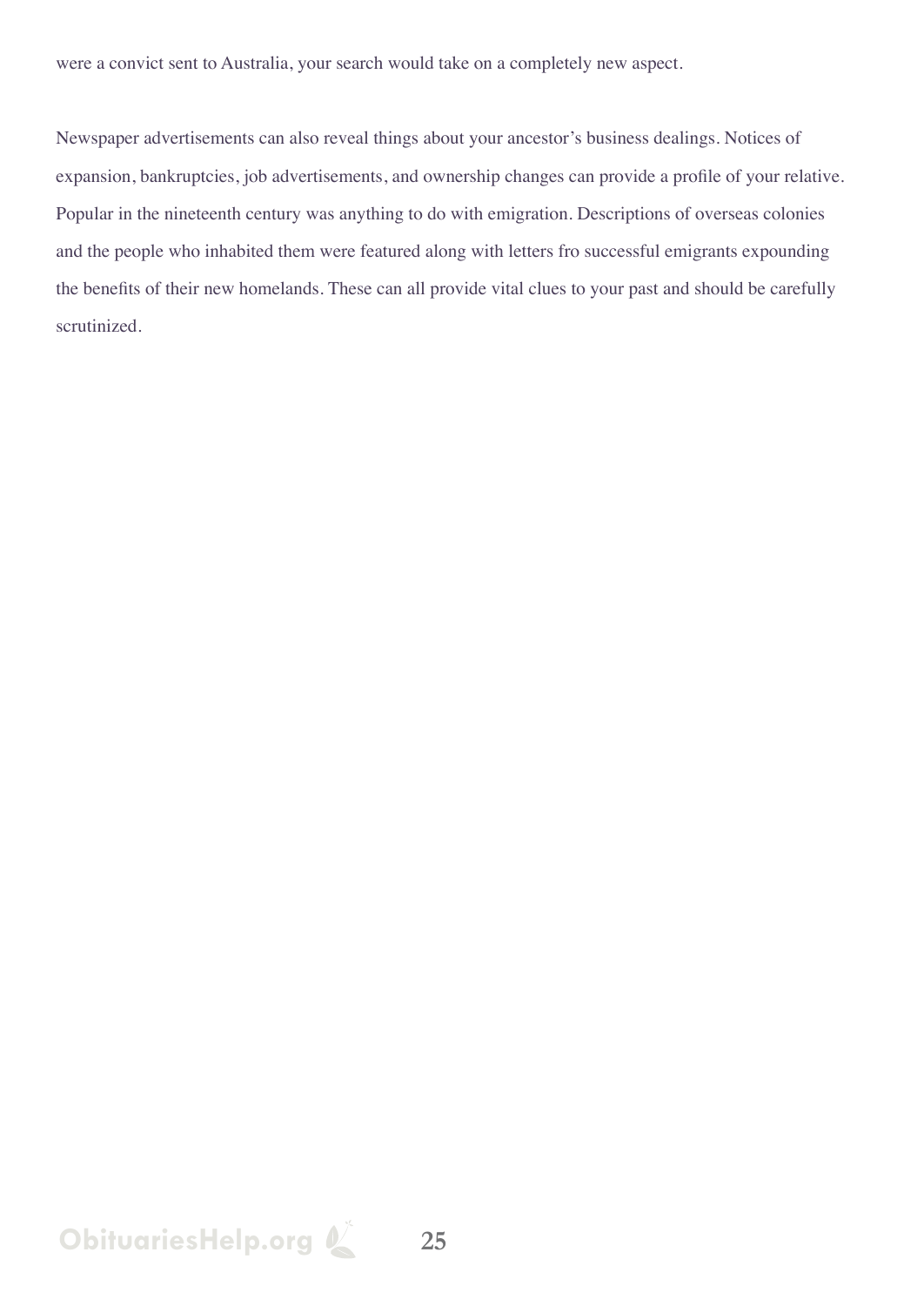were a convict sent to Australia, your search would take on a completely new aspect.

Newspaper advertisements can also reveal things about your ancestor's business dealings. Notices of expansion, bankruptcies, job advertisements, and ownership changes can provide a profile of your relative. Popular in the nineteenth century was anything to do with emigration. Descriptions of overseas colonies and the people who inhabited them were featured along with letters fro successful emigrants expounding the benefits of their new homelands. These can all provide vital clues to your past and should be carefully scrutinized.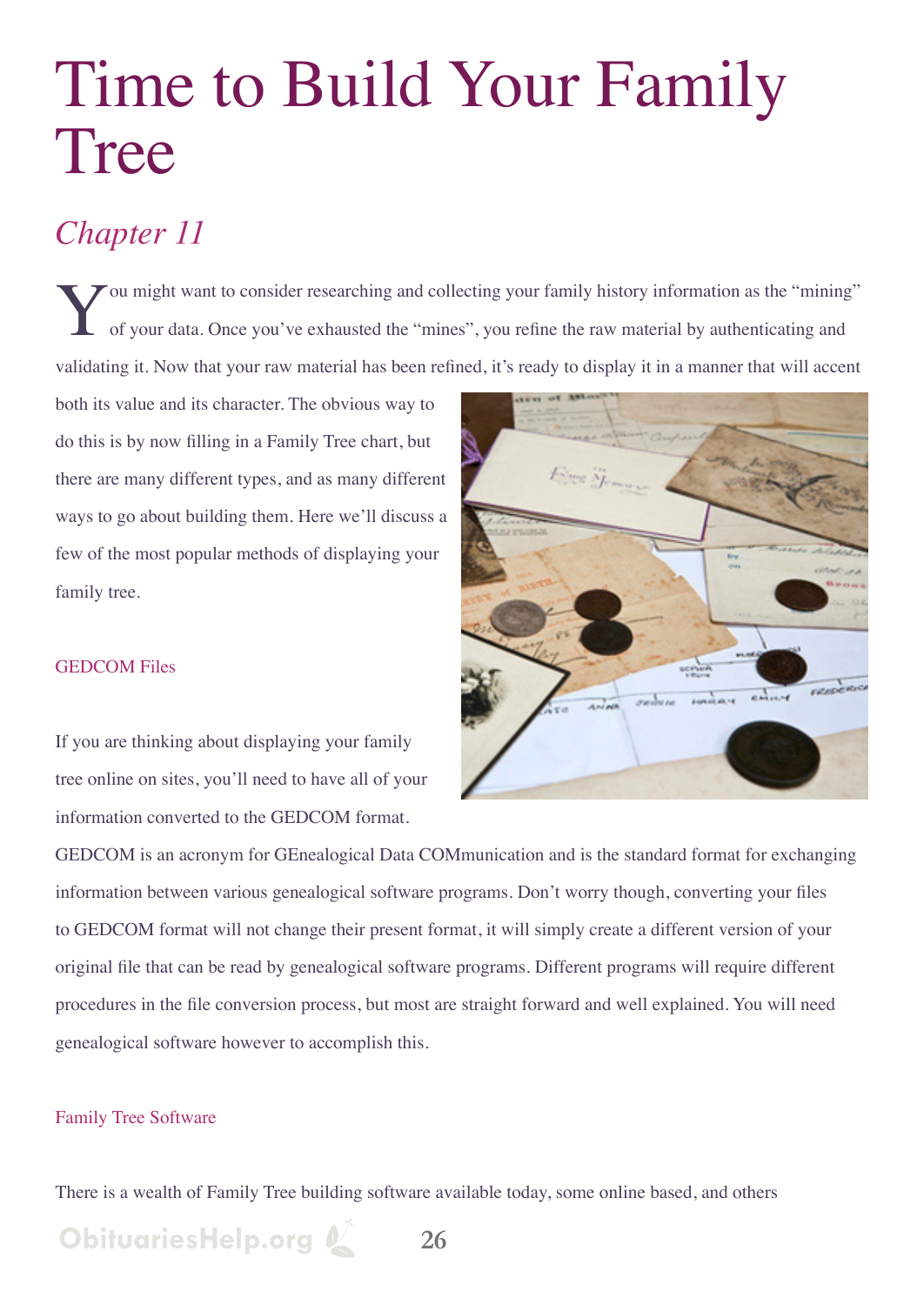# Time to Build Your Family Tree

## *Chapter 11*

You might want to consider researching and collecting your family history information as the "mining" of your data. Once you've exhausted the "mines", you refine the raw material by authenticating and validating it. Now that your raw material has been refined, it's ready to display it in a manner that will accent both its value and its character. The obvious way to do this is by now filling in a Family Tree chart, but there are many different types, and as many different ways to go about building them. Here we'll discuss a few of the most popular methods of displaying your family tree.

### GEDCOM Files

If you are thinking about displaying your family tree online on sites, you'll need to have all of your information converted to the GEDCOM format. GEDCOM is an acronym for GEnealogical Data COMmunication and is the standard format for exchanging information between various genealogical software programs. Don't worry though, converting your files to GEDCOM format will not change their present format, it will simply create a different version of your original file that can be read by genealogical software programs. Different programs will require different procedures in the file conversion process, but most are straight forward and well explained. You will need genealogical software however to accomplish this.

### Family Tree Software

There is a wealth of Family Tree building software available today, some online based, and others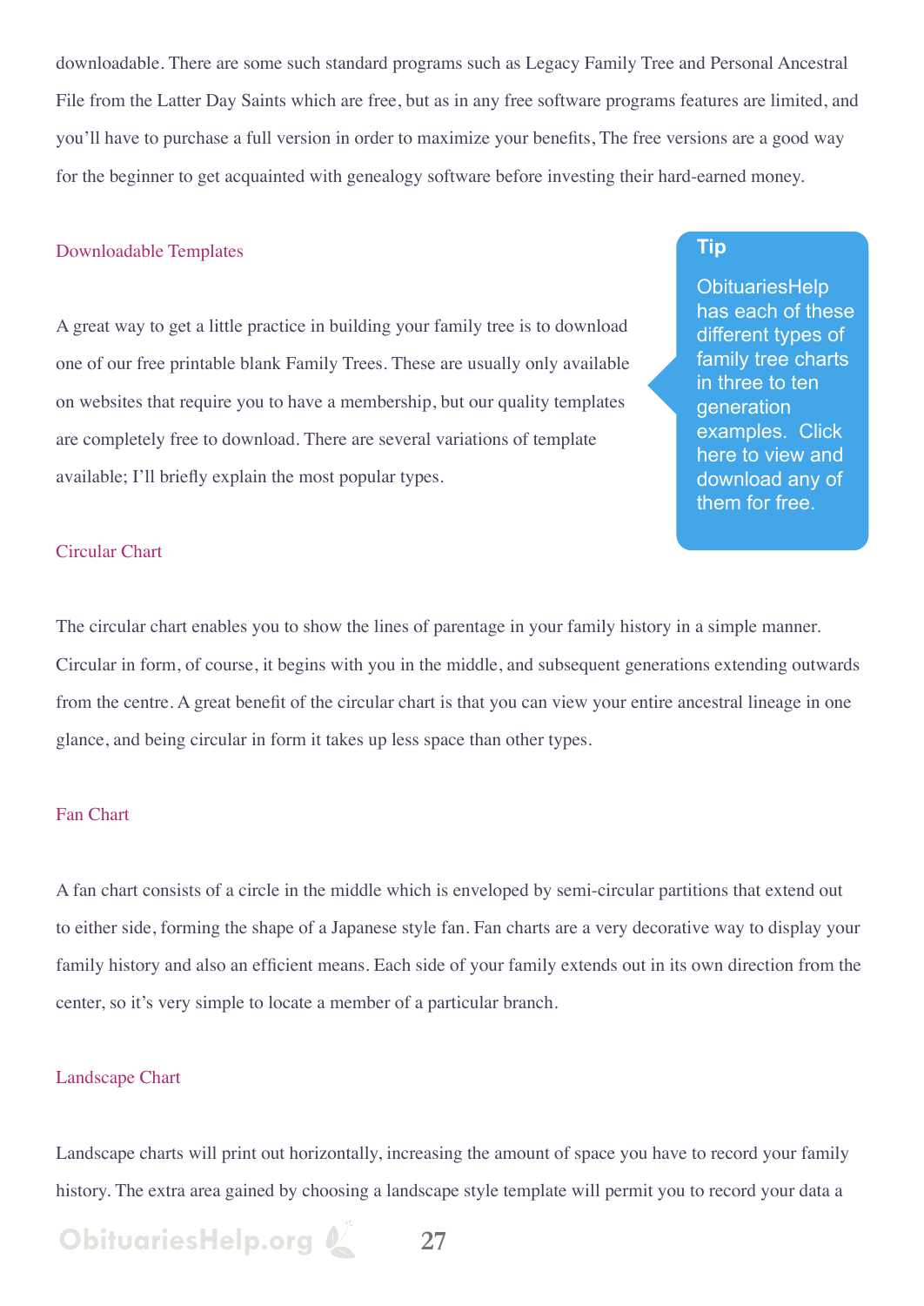downloadable. There are some such standard programs such as Legacy Family Tree and Personal Ancestral File from the Latter Day Saints which are free, but as in any free software programs features are limited, and you'll have to purchase a full version in order to maximize your benefits, The free versions are a good way for the beginner to get acquainted with genealogy software before investing their hard-earned money.

## Downloadable Templates

A great way to get a little practice in building your family tree is to download one of our free printable blank Family Trees. These are usually only available on websites that require you to have a membership, but our quality templates are completely free to download. There are several variations of template available; I'll briefly explain the most popular types.

> **Tip**
>
> ObituariesHelp has each of these different types of family tree charts in three to ten generation examples. Click here to view and download any of them for free.

## Circular Chart

The circular chart enables you to show the lines of parentage in your family history in a simple manner. Circular in form, of course, it begins with you in the middle, and subsequent generations extending outwards from the centre. A great benefit of the circular chart is that you can view your entire ancestral lineage in one glance, and being circular in form it takes up less space than other types.

## Fan Chart

A fan chart consists of a circle in the middle which is enveloped by semi-circular partitions that extend out to either side, forming the shape of a Japanese style fan. Fan charts are a very decorative way to display your family history and also an efficient means. Each side of your family extends out in its own direction from the center, so it's very simple to locate a member of a particular branch.

## Landscape Chart

Landscape charts will print out horizontally, increasing the amount of space you have to record your family history. The extra area gained by choosing a landscape style template will permit you to record your data a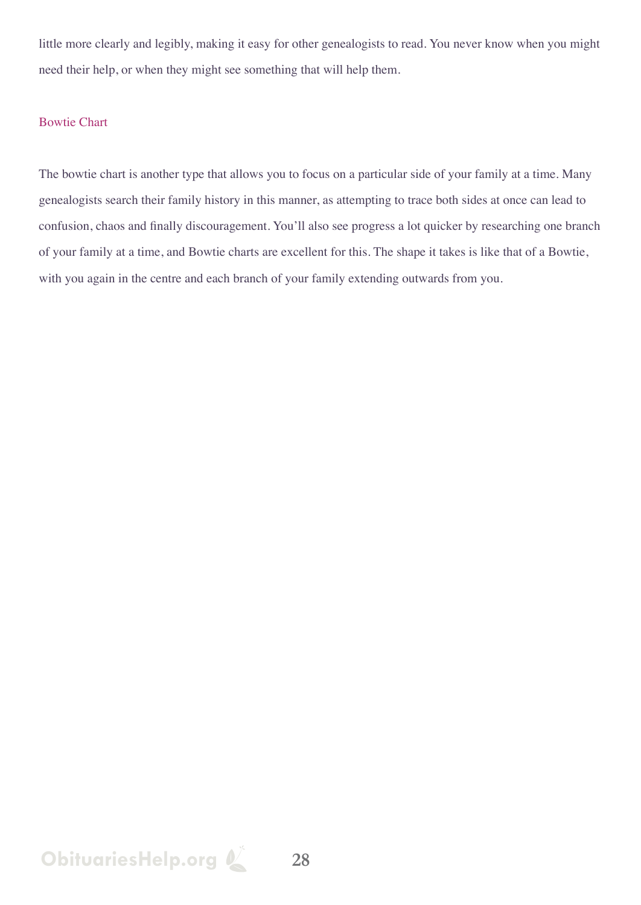little more clearly and legibly, making it easy for other genealogists to read. You never know when you might need their help, or when they might see something that will help them.

## Bowtie Chart

The bowtie chart is another type that allows you to focus on a particular side of your family at a time. Many genealogists search their family history in this manner, as attempting to trace both sides at once can lead to confusion, chaos and finally discouragement. You'll also see progress a lot quicker by researching one branch of your family at a time, and Bowtie charts are excellent for this. The shape it takes is like that of a Bowtie, with you again in the centre and each branch of your family extending outwards from you.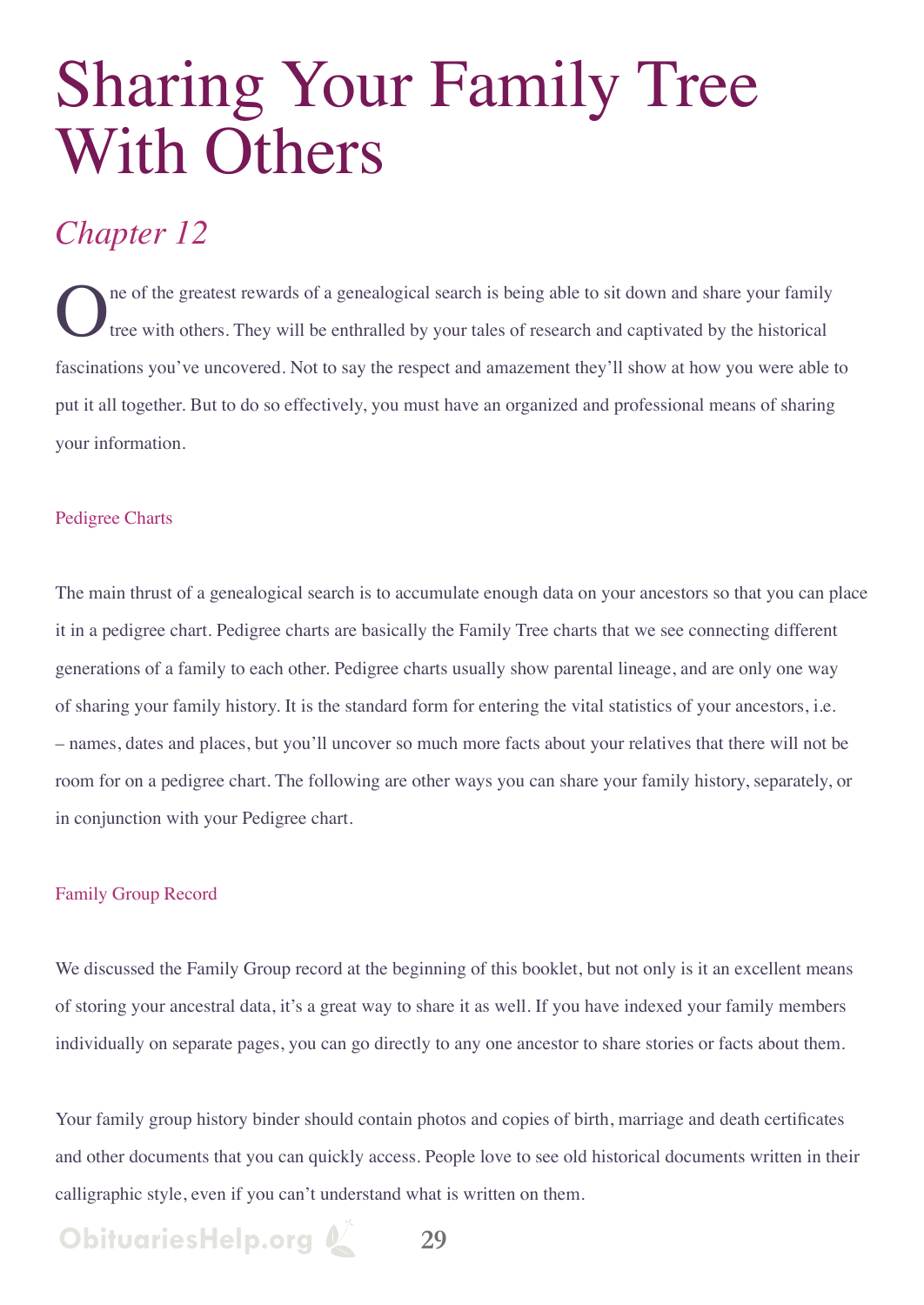# Sharing Your Family Tree With Others

## *Chapter 12*

One of the greatest rewards of a genealogical search is being able to sit down and share your family tree with others. They will be enthralled by your tales of research and captivated by the historical fascinations you've uncovered. Not to say the respect and amazement they'll show at how you were able to put it all together. But to do so effectively, you must have an organized and professional means of sharing your information.

### Pedigree Charts

The main thrust of a genealogical search is to accumulate enough data on your ancestors so that you can place it in a pedigree chart. Pedigree charts are basically the Family Tree charts that we see connecting different generations of a family to each other. Pedigree charts usually show parental lineage, and are only one way of sharing your family history. It is the standard form for entering the vital statistics of your ancestors, i.e. – names, dates and places, but you'll uncover so much more facts about your relatives that there will not be room for on a pedigree chart. The following are other ways you can share your family history, separately, or in conjunction with your Pedigree chart.

### Family Group Record

We discussed the Family Group record at the beginning of this booklet, but not only is it an excellent means of storing your ancestral data, it's a great way to share it as well. If you have indexed your family members individually on separate pages, you can go directly to any one ancestor to share stories or facts about them.

Your family group history binder should contain photos and copies of birth, marriage and death certificates and other documents that you can quickly access. People love to see old historical documents written in their calligraphic style, even if you can't understand what is written on them.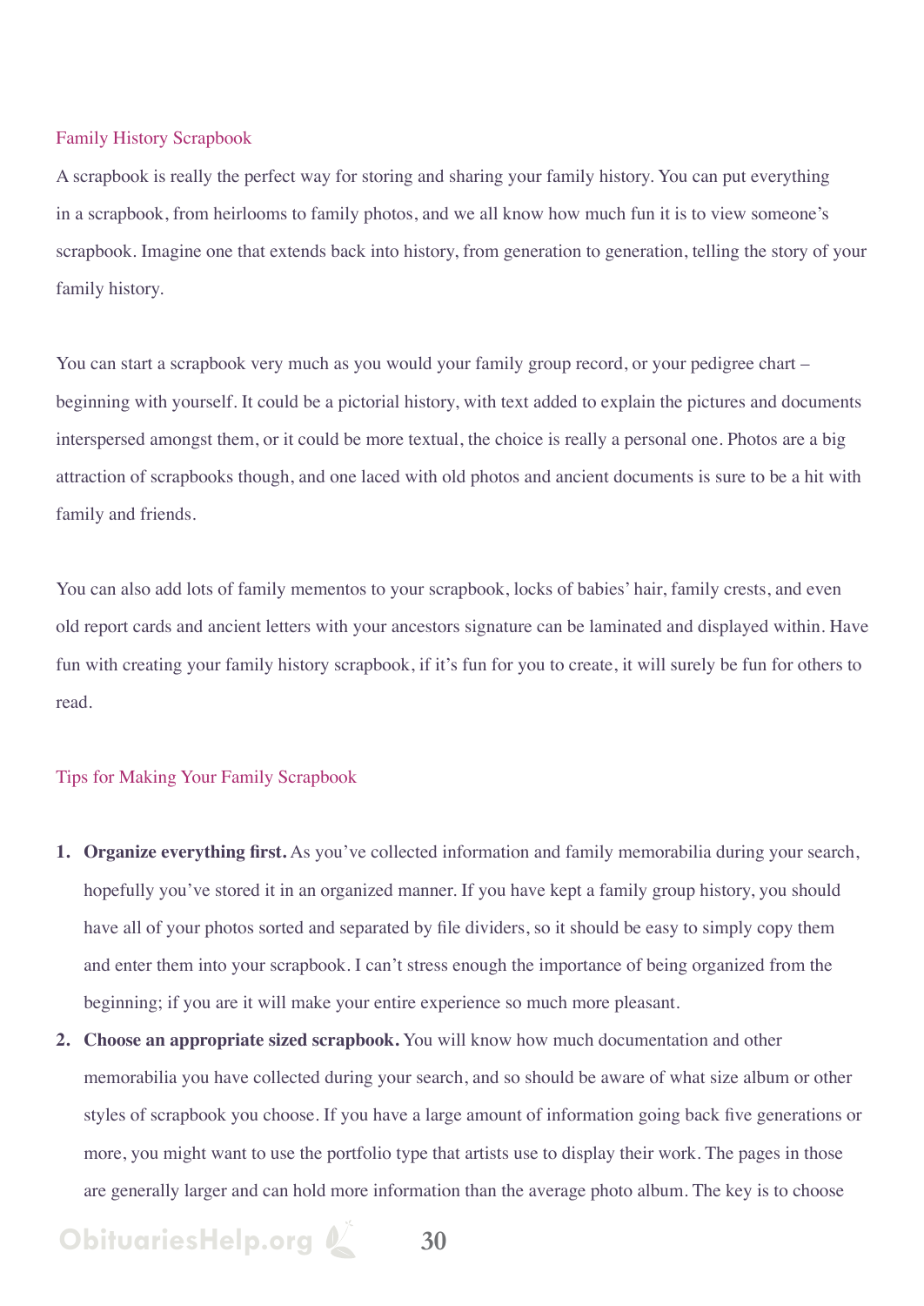## Family History Scrapbook

A scrapbook is really the perfect way for storing and sharing your family history. You can put everything in a scrapbook, from heirlooms to family photos, and we all know how much fun it is to view someone's scrapbook. Imagine one that extends back into history, from generation to generation, telling the story of your family history.

You can start a scrapbook very much as you would your family group record, or your pedigree chart – beginning with yourself. It could be a pictorial history, with text added to explain the pictures and documents interspersed amongst them, or it could be more textual, the choice is really a personal one. Photos are a big attraction of scrapbooks though, and one laced with old photos and ancient documents is sure to be a hit with family and friends.

You can also add lots of family mementos to your scrapbook, locks of babies' hair, family crests, and even old report cards and ancient letters with your ancestors signature can be laminated and displayed within. Have fun with creating your family history scrapbook, if it's fun for you to create, it will surely be fun for others to read.

## Tips for Making Your Family Scrapbook

1. **Organize everything first.** As you've collected information and family memorabilia during your search, hopefully you've stored it in an organized manner. If you have kept a family group history, you should have all of your photos sorted and separated by file dividers, so it should be easy to simply copy them and enter them into your scrapbook. I can't stress enough the importance of being organized from the beginning; if you are it will make your entire experience so much more pleasant.
2. **Choose an appropriate sized scrapbook.** You will know how much documentation and other memorabilia you have collected during your search, and so should be aware of what size album or other styles of scrapbook you choose. If you have a large amount of information going back five generations or more, you might want to use the portfolio type that artists use to display their work. The pages in those are generally larger and can hold more information than the average photo album. The key is to choose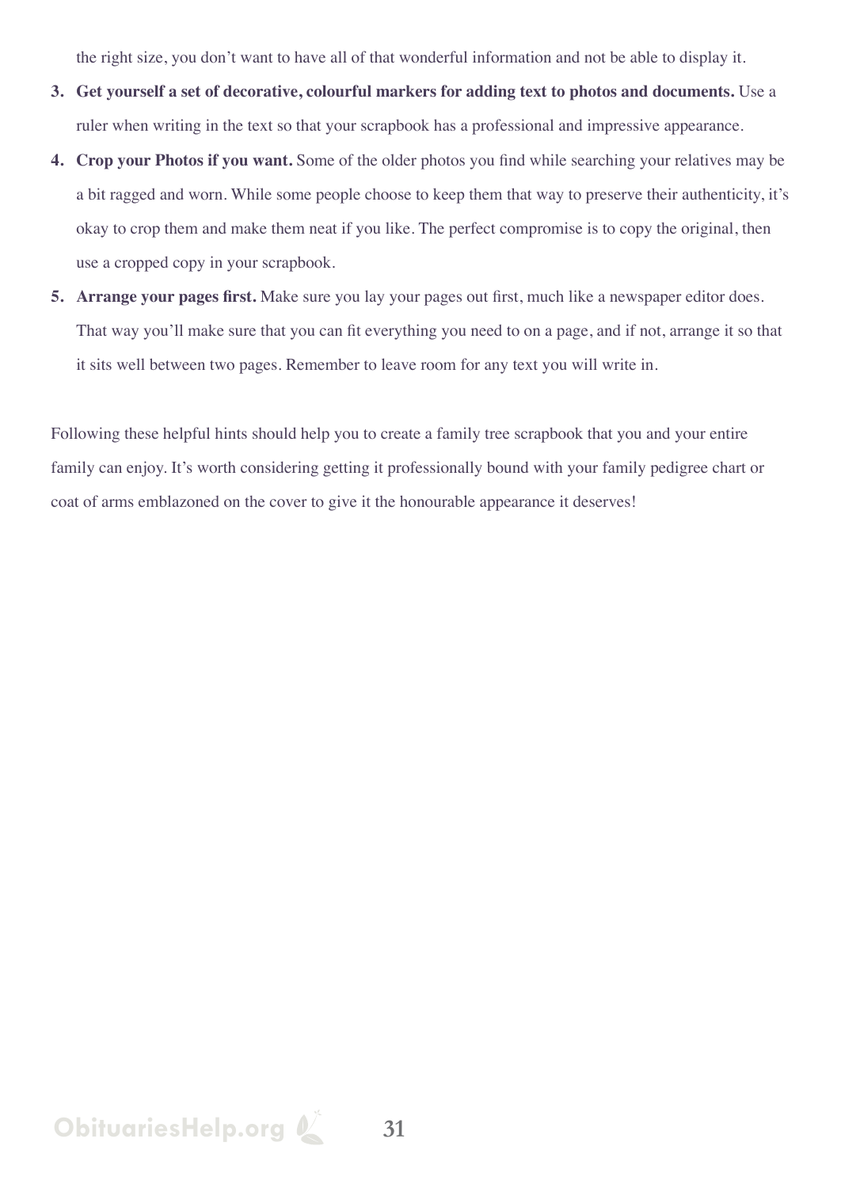the right size, you don't want to have all of that wonderful information and not be able to display it.

3. **Get yourself a set of decorative, colourful markers for adding text to photos and documents.** Use a ruler when writing in the text so that your scrapbook has a professional and impressive appearance.
4. **Crop your Photos if you want.** Some of the older photos you find while searching your relatives may be a bit ragged and worn. While some people choose to keep them that way to preserve their authenticity, it's okay to crop them and make them neat if you like. The perfect compromise is to copy the original, then use a cropped copy in your scrapbook.
5. **Arrange your pages first.** Make sure you lay your pages out first, much like a newspaper editor does. That way you'll make sure that you can fit everything you need to on a page, and if not, arrange it so that it sits well between two pages. Remember to leave room for any text you will write in.

Following these helpful hints should help you to create a family tree scrapbook that you and your entire family can enjoy. It's worth considering getting it professionally bound with your family pedigree chart or coat of arms emblazoned on the cover to give it the honourable appearance it deserves!